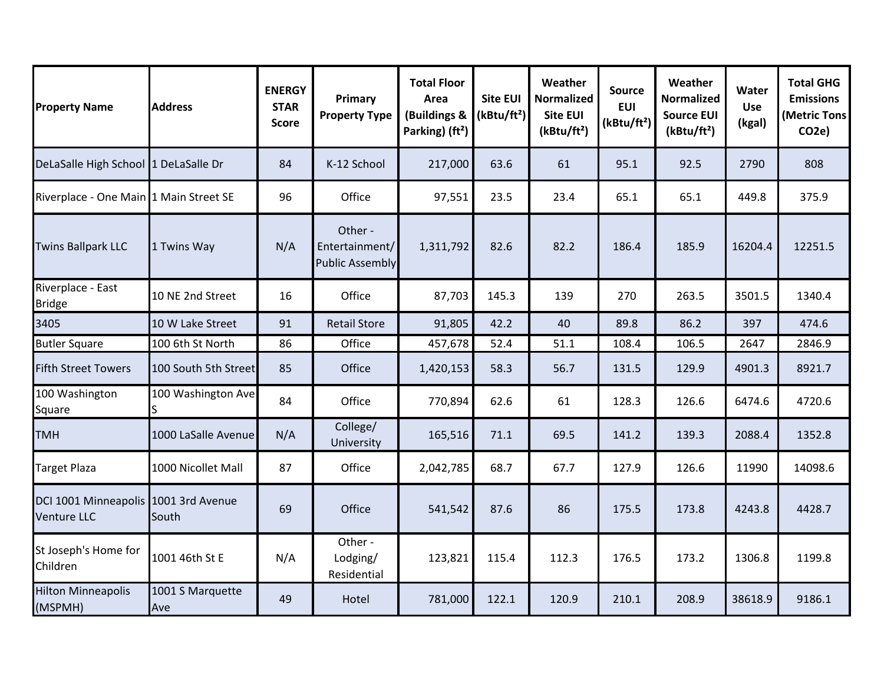| Property Name | Address | ENERGY STAR Score | Primary Property Type | Total Floor Area (Buildings & Parking) (ft²) | Site EUI (kBtu/ft²) | Weather Normalized Site EUI (kBtu/ft²) | Source EUI (kBtu/ft²) | Weather Normalized Source EUI (kBtu/ft²) | Water Use (kgal) | Total GHG Emissions (Metric Tons CO2e) |
|---|---|---|---|---|---|---|---|---|---|---|
| DeLaSalle High School | 1 DeLaSalle Dr | 84 | K-12 School | 217,000 | 63.6 | 61 | 95.1 | 92.5 | 2790 | 808 |
| Riverplace - One Main | 1 Main Street SE | 96 | Office | 97,551 | 23.5 | 23.4 | 65.1 | 65.1 | 449.8 | 375.9 |
| Twins Ballpark LLC | 1 Twins Way | N/A | Other - Entertainment/ Public Assembly | 1,311,792 | 82.6 | 82.2 | 186.4 | 185.9 | 16204.4 | 12251.5 |
| Riverplace - East Bridge | 10 NE 2nd Street | 16 | Office | 87,703 | 145.3 | 139 | 270 | 263.5 | 3501.5 | 1340.4 |
| 3405 | 10 W Lake Street | 91 | Retail Store | 91,805 | 42.2 | 40 | 89.8 | 86.2 | 397 | 474.6 |
| Butler Square | 100 6th St North | 86 | Office | 457,678 | 52.4 | 51.1 | 108.4 | 106.5 | 2647 | 2846.9 |
| Fifth Street Towers | 100 South 5th Street | 85 | Office | 1,420,153 | 58.3 | 56.7 | 131.5 | 129.9 | 4901.3 | 8921.7 |
| 100 Washington Square | 100 Washington Ave S | 84 | Office | 770,894 | 62.6 | 61 | 128.3 | 126.6 | 6474.6 | 4720.6 |
| TMH | 1000 LaSalle Avenue | N/A | College/ University | 165,516 | 71.1 | 69.5 | 141.2 | 139.3 | 2088.4 | 1352.8 |
| Target Plaza | 1000 Nicollet Mall | 87 | Office | 2,042,785 | 68.7 | 67.7 | 127.9 | 126.6 | 11990 | 14098.6 |
| DCI 1001 Minneapolis Venture LLC | 1001 3rd Avenue South | 69 | Office | 541,542 | 87.6 | 86 | 175.5 | 173.8 | 4243.8 | 4428.7 |
| St Joseph's Home for Children | 1001 46th St E | N/A | Other - Lodging/ Residential | 123,821 | 115.4 | 112.3 | 176.5 | 173.2 | 1306.8 | 1199.8 |
| Hilton Minneapolis (MSPMH) | 1001 S Marquette Ave | 49 | Hotel | 781,000 | 122.1 | 120.9 | 210.1 | 208.9 | 38618.9 | 9186.1 |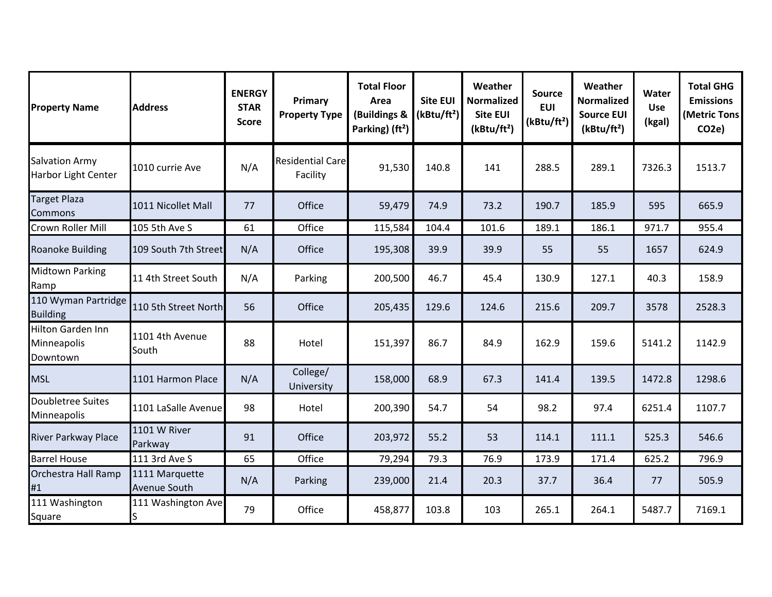| Property Name | Address | ENERGY STAR Score | Primary Property Type | Total Floor Area (Buildings & Parking) (ft²) | Site EUI (kBtu/ft²) | Weather Normalized Site EUI (kBtu/ft²) | Source EUI (kBtu/ft²) | Weather Normalized Source EUI (kBtu/ft²) | Water Use (kgal) | Total GHG Emissions (Metric Tons CO2e) |
|---|---|---|---|---|---|---|---|---|---|---|
| Salvation Army Harbor Light Center | 1010 currie Ave | N/A | Residential Care Facility | 91,530 | 140.8 | 141 | 288.5 | 289.1 | 7326.3 | 1513.7 |
| Target Plaza Commons | 1011 Nicollet Mall | 77 | Office | 59,479 | 74.9 | 73.2 | 190.7 | 185.9 | 595 | 665.9 |
| Crown Roller Mill | 105 5th Ave S | 61 | Office | 115,584 | 104.4 | 101.6 | 189.1 | 186.1 | 971.7 | 955.4 |
| Roanoke Building | 109 South 7th Street | N/A | Office | 195,308 | 39.9 | 39.9 | 55 | 55 | 1657 | 624.9 |
| Midtown Parking Ramp | 11 4th Street South | N/A | Parking | 200,500 | 46.7 | 45.4 | 130.9 | 127.1 | 40.3 | 158.9 |
| 110 Wyman Partridge Building | 110 5th Street North | 56 | Office | 205,435 | 129.6 | 124.6 | 215.6 | 209.7 | 3578 | 2528.3 |
| Hilton Garden Inn Minneapolis Downtown | 1101 4th Avenue South | 88 | Hotel | 151,397 | 86.7 | 84.9 | 162.9 | 159.6 | 5141.2 | 1142.9 |
| MSL | 1101 Harmon Place | N/A | College/ University | 158,000 | 68.9 | 67.3 | 141.4 | 139.5 | 1472.8 | 1298.6 |
| Doubletree Suites Minneapolis | 1101 LaSalle Avenue | 98 | Hotel | 200,390 | 54.7 | 54 | 98.2 | 97.4 | 6251.4 | 1107.7 |
| River Parkway Place | 1101 W River Parkway | 91 | Office | 203,972 | 55.2 | 53 | 114.1 | 111.1 | 525.3 | 546.6 |
| Barrel House | 111 3rd Ave S | 65 | Office | 79,294 | 79.3 | 76.9 | 173.9 | 171.4 | 625.2 | 796.9 |
| Orchestra Hall Ramp #1 | 1111 Marquette Avenue South | N/A | Parking | 239,000 | 21.4 | 20.3 | 37.7 | 36.4 | 77 | 505.9 |
| 111 Washington Square | 111 Washington Ave S | 79 | Office | 458,877 | 103.8 | 103 | 265.1 | 264.1 | 5487.7 | 7169.1 |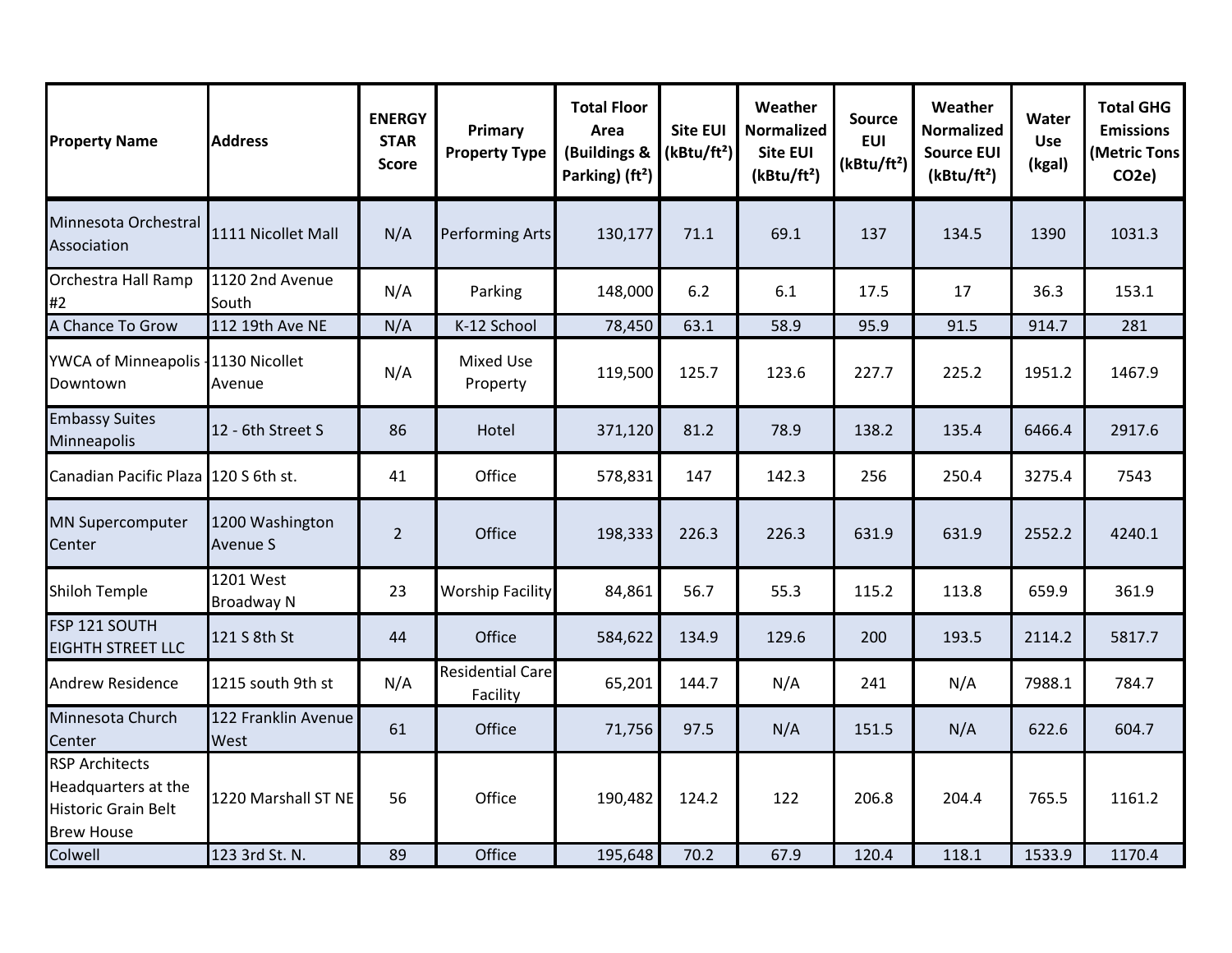| Property Name | Address | ENERGY STAR Score | Primary Property Type | Total Floor Area (Buildings & Parking) (ft²) | Site EUI (kBtu/ft²) | Weather Normalized Site EUI (kBtu/ft²) | Source EUI (kBtu/ft²) | Weather Normalized Source EUI (kBtu/ft²) | Water Use (kgal) | Total GHG Emissions (Metric Tons CO2e) |
|---|---|---|---|---|---|---|---|---|---|---|
| Minnesota Orchestral Association | 1111 Nicollet Mall | N/A | Performing Arts | 130,177 | 71.1 | 69.1 | 137 | 134.5 | 1390 | 1031.3 |
| Orchestra Hall Ramp #2 | 1120 2nd Avenue South | N/A | Parking | 148,000 | 6.2 | 6.1 | 17.5 | 17 | 36.3 | 153.1 |
| A Chance To Grow | 112 19th Ave NE | N/A | K-12 School | 78,450 | 63.1 | 58.9 | 95.9 | 91.5 | 914.7 | 281 |
| YWCA of Minneapolis - Downtown | 1130 Nicollet Avenue | N/A | Mixed Use Property | 119,500 | 125.7 | 123.6 | 227.7 | 225.2 | 1951.2 | 1467.9 |
| Embassy Suites Minneapolis | 12 - 6th Street S | 86 | Hotel | 371,120 | 81.2 | 78.9 | 138.2 | 135.4 | 6466.4 | 2917.6 |
| Canadian Pacific Plaza | 120 S 6th st. | 41 | Office | 578,831 | 147 | 142.3 | 256 | 250.4 | 3275.4 | 7543 |
| MN Supercomputer Center | 1200 Washington Avenue S | 2 | Office | 198,333 | 226.3 | 226.3 | 631.9 | 631.9 | 2552.2 | 4240.1 |
| Shiloh Temple | 1201 West Broadway N | 23 | Worship Facility | 84,861 | 56.7 | 55.3 | 115.2 | 113.8 | 659.9 | 361.9 |
| FSP 121 SOUTH EIGHTH STREET LLC | 121 S 8th St | 44 | Office | 584,622 | 134.9 | 129.6 | 200 | 193.5 | 2114.2 | 5817.7 |
| Andrew Residence | 1215 south 9th st | N/A | Residential Care Facility | 65,201 | 144.7 | N/A | 241 | N/A | 7988.1 | 784.7 |
| Minnesota Church Center | 122 Franklin Avenue West | 61 | Office | 71,756 | 97.5 | N/A | 151.5 | N/A | 622.6 | 604.7 |
| RSP Architects Headquarters at the Historic Grain Belt Brew House | 1220 Marshall ST NE | 56 | Office | 190,482 | 124.2 | 122 | 206.8 | 204.4 | 765.5 | 1161.2 |
| Colwell | 123 3rd St. N. | 89 | Office | 195,648 | 70.2 | 67.9 | 120.4 | 118.1 | 1533.9 | 1170.4 |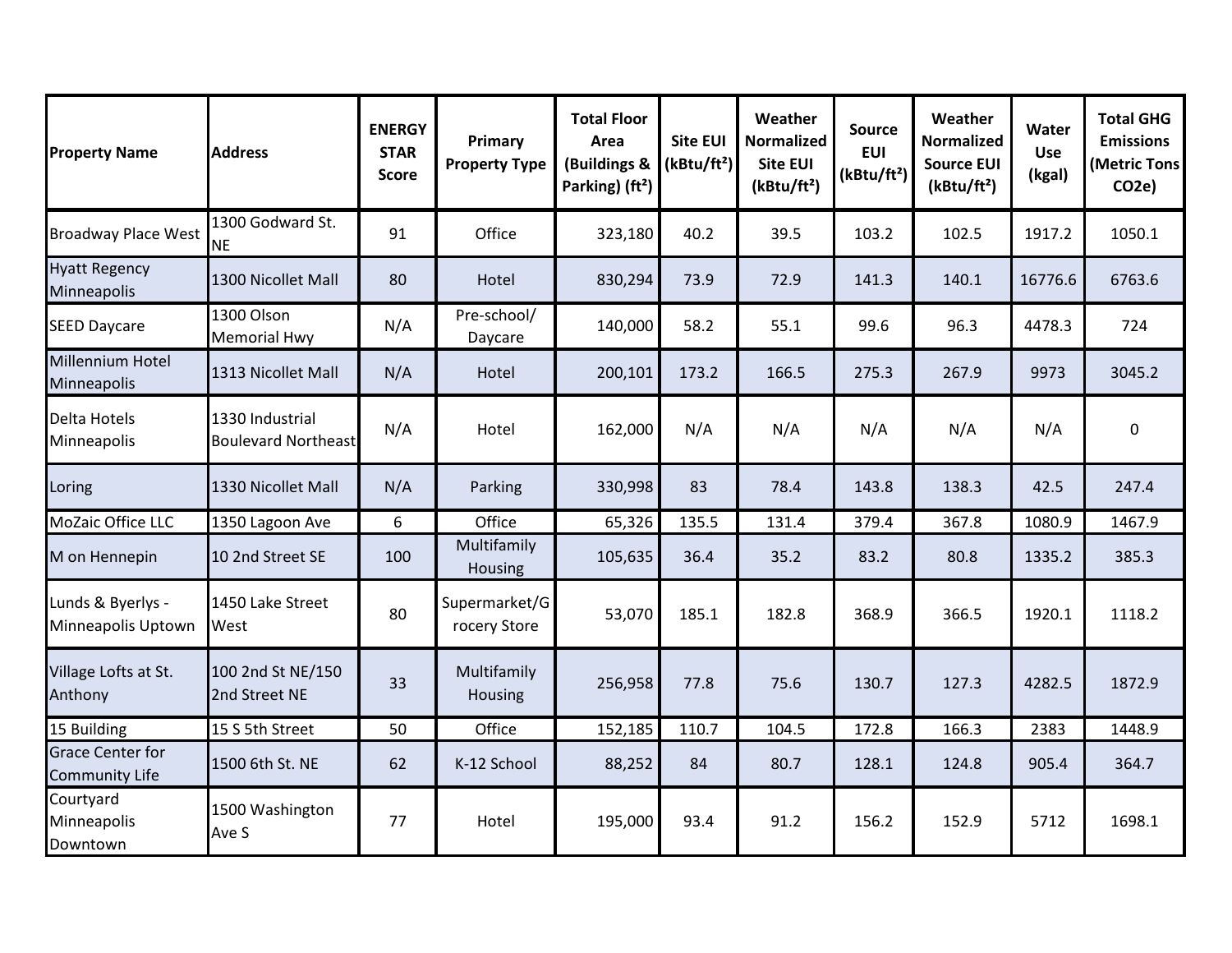| Property Name | Address | ENERGY STAR Score | Primary Property Type | Total Floor Area (Buildings & Parking) (ft²) | Site EUI (kBtu/ft²) | Weather Normalized Site EUI (kBtu/ft²) | Source EUI (kBtu/ft²) | Weather Normalized Source EUI (kBtu/ft²) | Water Use (kgal) | Total GHG Emissions (Metric Tons CO2e) |
|---|---|---|---|---|---|---|---|---|---|---|
| Broadway Place West | 1300 Godward St. NE | 91 | Office | 323,180 | 40.2 | 39.5 | 103.2 | 102.5 | 1917.2 | 1050.1 |
| Hyatt Regency Minneapolis | 1300 Nicollet Mall | 80 | Hotel | 830,294 | 73.9 | 72.9 | 141.3 | 140.1 | 16776.6 | 6763.6 |
| SEED Daycare | 1300 Olson Memorial Hwy | N/A | Pre-school/ Daycare | 140,000 | 58.2 | 55.1 | 99.6 | 96.3 | 4478.3 | 724 |
| Millennium Hotel Minneapolis | 1313 Nicollet Mall | N/A | Hotel | 200,101 | 173.2 | 166.5 | 275.3 | 267.9 | 9973 | 3045.2 |
| Delta Hotels Minneapolis | 1330 Industrial Boulevard Northeast | N/A | Hotel | 162,000 | N/A | N/A | N/A | N/A | N/A | 0 |
| Loring | 1330 Nicollet Mall | N/A | Parking | 330,998 | 83 | 78.4 | 143.8 | 138.3 | 42.5 | 247.4 |
| MoZaic Office LLC | 1350 Lagoon Ave | 6 | Office | 65,326 | 135.5 | 131.4 | 379.4 | 367.8 | 1080.9 | 1467.9 |
| M on Hennepin | 10 2nd Street SE | 100 | Multifamily Housing | 105,635 | 36.4 | 35.2 | 83.2 | 80.8 | 1335.2 | 385.3 |
| Lunds & Byerlys - Minneapolis Uptown | 1450 Lake Street West | 80 | Supermarket/Grocery Store | 53,070 | 185.1 | 182.8 | 368.9 | 366.5 | 1920.1 | 1118.2 |
| Village Lofts at St. Anthony | 100 2nd St NE/150 2nd Street NE | 33 | Multifamily Housing | 256,958 | 77.8 | 75.6 | 130.7 | 127.3 | 4282.5 | 1872.9 |
| 15 Building | 15 S 5th Street | 50 | Office | 152,185 | 110.7 | 104.5 | 172.8 | 166.3 | 2383 | 1448.9 |
| Grace Center for Community Life | 1500 6th St. NE | 62 | K-12 School | 88,252 | 84 | 80.7 | 128.1 | 124.8 | 905.4 | 364.7 |
| Courtyard Minneapolis Downtown | 1500 Washington Ave S | 77 | Hotel | 195,000 | 93.4 | 91.2 | 156.2 | 152.9 | 5712 | 1698.1 |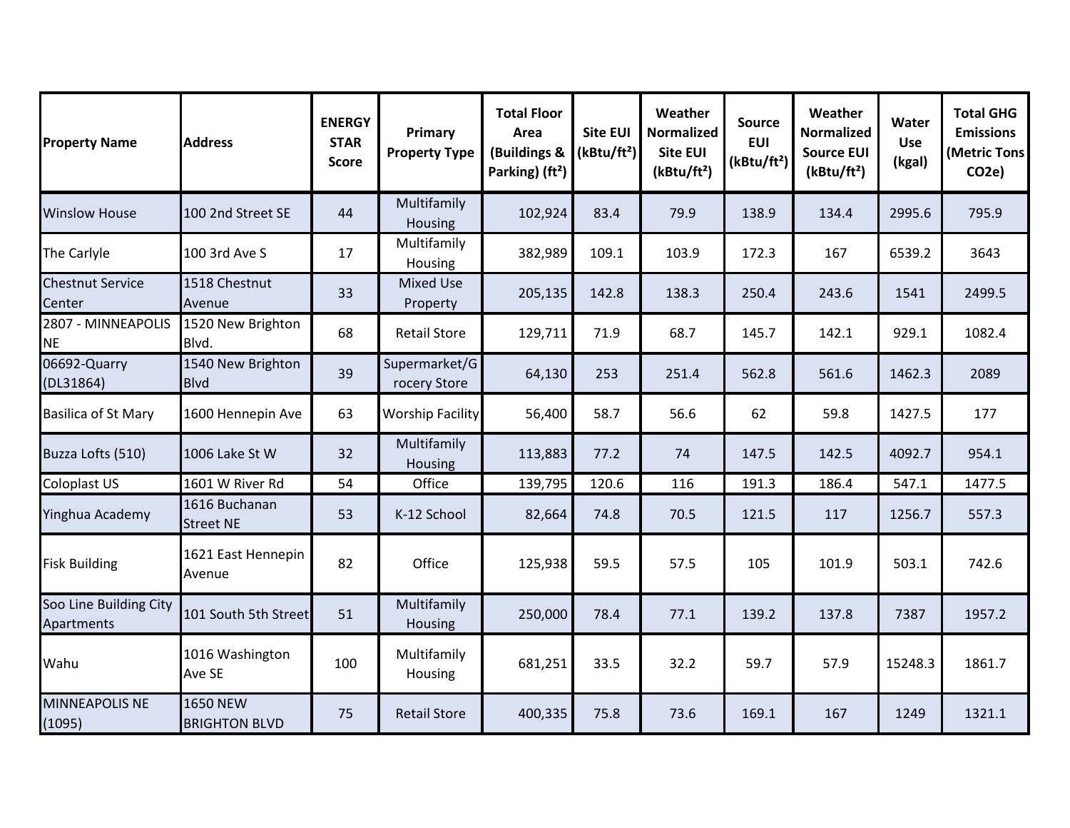| Property Name | Address | ENERGY STAR Score | Primary Property Type | Total Floor Area (Buildings & Parking) (ft²) | Site EUI (kBtu/ft²) | Weather Normalized Site EUI (kBtu/ft²) | Source EUI (kBtu/ft²) | Weather Normalized Source EUI (kBtu/ft²) | Water Use (kgal) | Total GHG Emissions (Metric Tons CO2e) |
|---|---|---|---|---|---|---|---|---|---|---|
| Winslow House | 100 2nd Street SE | 44 | Multifamily Housing | 102,924 | 83.4 | 79.9 | 138.9 | 134.4 | 2995.6 | 795.9 |
| The Carlyle | 100 3rd Ave S | 17 | Multifamily Housing | 382,989 | 109.1 | 103.9 | 172.3 | 167 | 6539.2 | 3643 |
| Chestnut Service Center | 1518 Chestnut Avenue | 33 | Mixed Use Property | 205,135 | 142.8 | 138.3 | 250.4 | 243.6 | 1541 | 2499.5 |
| 2807 - MINNEAPOLIS NE | 1520 New Brighton Blvd. | 68 | Retail Store | 129,711 | 71.9 | 68.7 | 145.7 | 142.1 | 929.1 | 1082.4 |
| 06692-Quarry (DL31864) | 1540 New Brighton Blvd | 39 | Supermarket/Grocery Store | 64,130 | 253 | 251.4 | 562.8 | 561.6 | 1462.3 | 2089 |
| Basilica of St Mary | 1600 Hennepin Ave | 63 | Worship Facility | 56,400 | 58.7 | 56.6 | 62 | 59.8 | 1427.5 | 177 |
| Buzza Lofts (510) | 1006 Lake St W | 32 | Multifamily Housing | 113,883 | 77.2 | 74 | 147.5 | 142.5 | 4092.7 | 954.1 |
| Coloplast US | 1601 W River Rd | 54 | Office | 139,795 | 120.6 | 116 | 191.3 | 186.4 | 547.1 | 1477.5 |
| Yinghua Academy | 1616 Buchanan Street NE | 53 | K-12 School | 82,664 | 74.8 | 70.5 | 121.5 | 117 | 1256.7 | 557.3 |
| Fisk Building | 1621 East Hennepin Avenue | 82 | Office | 125,938 | 59.5 | 57.5 | 105 | 101.9 | 503.1 | 742.6 |
| Soo Line Building City Apartments | 101 South 5th Street | 51 | Multifamily Housing | 250,000 | 78.4 | 77.1 | 139.2 | 137.8 | 7387 | 1957.2 |
| Wahu | 1016 Washington Ave SE | 100 | Multifamily Housing | 681,251 | 33.5 | 32.2 | 59.7 | 57.9 | 15248.3 | 1861.7 |
| MINNEAPOLIS NE (1095) | 1650 NEW BRIGHTON BLVD | 75 | Retail Store | 400,335 | 75.8 | 73.6 | 169.1 | 167 | 1249 | 1321.1 |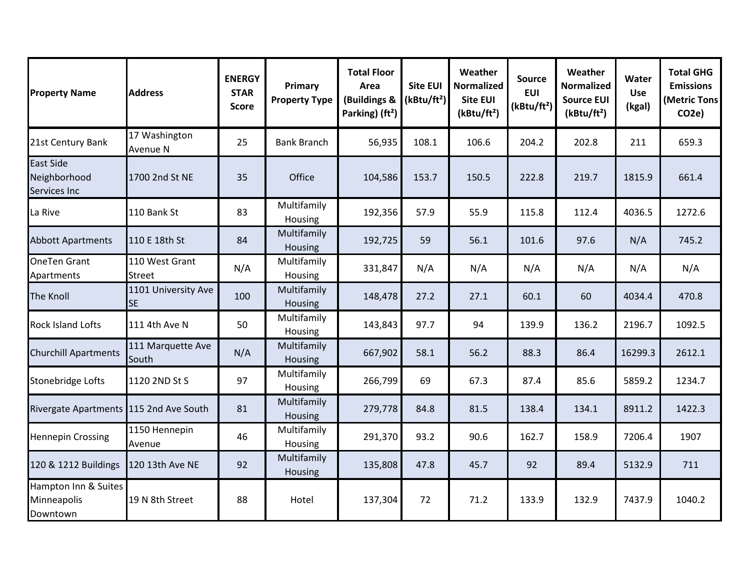| Property Name | Address | ENERGY STAR Score | Primary Property Type | Total Floor Area (Buildings & Parking) (ft²) | Site EUI (kBtu/ft²) | Weather Normalized Site EUI (kBtu/ft²) | Source EUI (kBtu/ft²) | Weather Normalized Source EUI (kBtu/ft²) | Water Use (kgal) | Total GHG Emissions (Metric Tons CO2e) |
|---|---|---|---|---|---|---|---|---|---|---|
| 21st Century Bank | 17 Washington Avenue N | 25 | Bank Branch | 56,935 | 108.1 | 106.6 | 204.2 | 202.8 | 211 | 659.3 |
| East Side Neighborhood Services Inc | 1700 2nd St NE | 35 | Office | 104,586 | 153.7 | 150.5 | 222.8 | 219.7 | 1815.9 | 661.4 |
| La Rive | 110 Bank St | 83 | Multifamily Housing | 192,356 | 57.9 | 55.9 | 115.8 | 112.4 | 4036.5 | 1272.6 |
| Abbott Apartments | 110 E 18th St | 84 | Multifamily Housing | 192,725 | 59 | 56.1 | 101.6 | 97.6 | N/A | 745.2 |
| OneTen Grant Apartments | 110 West Grant Street | N/A | Multifamily Housing | 331,847 | N/A | N/A | N/A | N/A | N/A | N/A |
| The Knoll | 1101 University Ave SE | 100 | Multifamily Housing | 148,478 | 27.2 | 27.1 | 60.1 | 60 | 4034.4 | 470.8 |
| Rock Island Lofts | 111 4th Ave N | 50 | Multifamily Housing | 143,843 | 97.7 | 94 | 139.9 | 136.2 | 2196.7 | 1092.5 |
| Churchill Apartments | 111 Marquette Ave South | N/A | Multifamily Housing | 667,902 | 58.1 | 56.2 | 88.3 | 86.4 | 16299.3 | 2612.1 |
| Stonebridge Lofts | 1120 2ND St S | 97 | Multifamily Housing | 266,799 | 69 | 67.3 | 87.4 | 85.6 | 5859.2 | 1234.7 |
| Rivergate Apartments | 115 2nd Ave South | 81 | Multifamily Housing | 279,778 | 84.8 | 81.5 | 138.4 | 134.1 | 8911.2 | 1422.3 |
| Hennepin Crossing | 1150 Hennepin Avenue | 46 | Multifamily Housing | 291,370 | 93.2 | 90.6 | 162.7 | 158.9 | 7206.4 | 1907 |
| 120 & 1212 Buildings | 120 13th Ave NE | 92 | Multifamily Housing | 135,808 | 47.8 | 45.7 | 92 | 89.4 | 5132.9 | 711 |
| Hampton Inn & Suites Minneapolis Downtown | 19 N 8th Street | 88 | Hotel | 137,304 | 72 | 71.2 | 133.9 | 132.9 | 7437.9 | 1040.2 |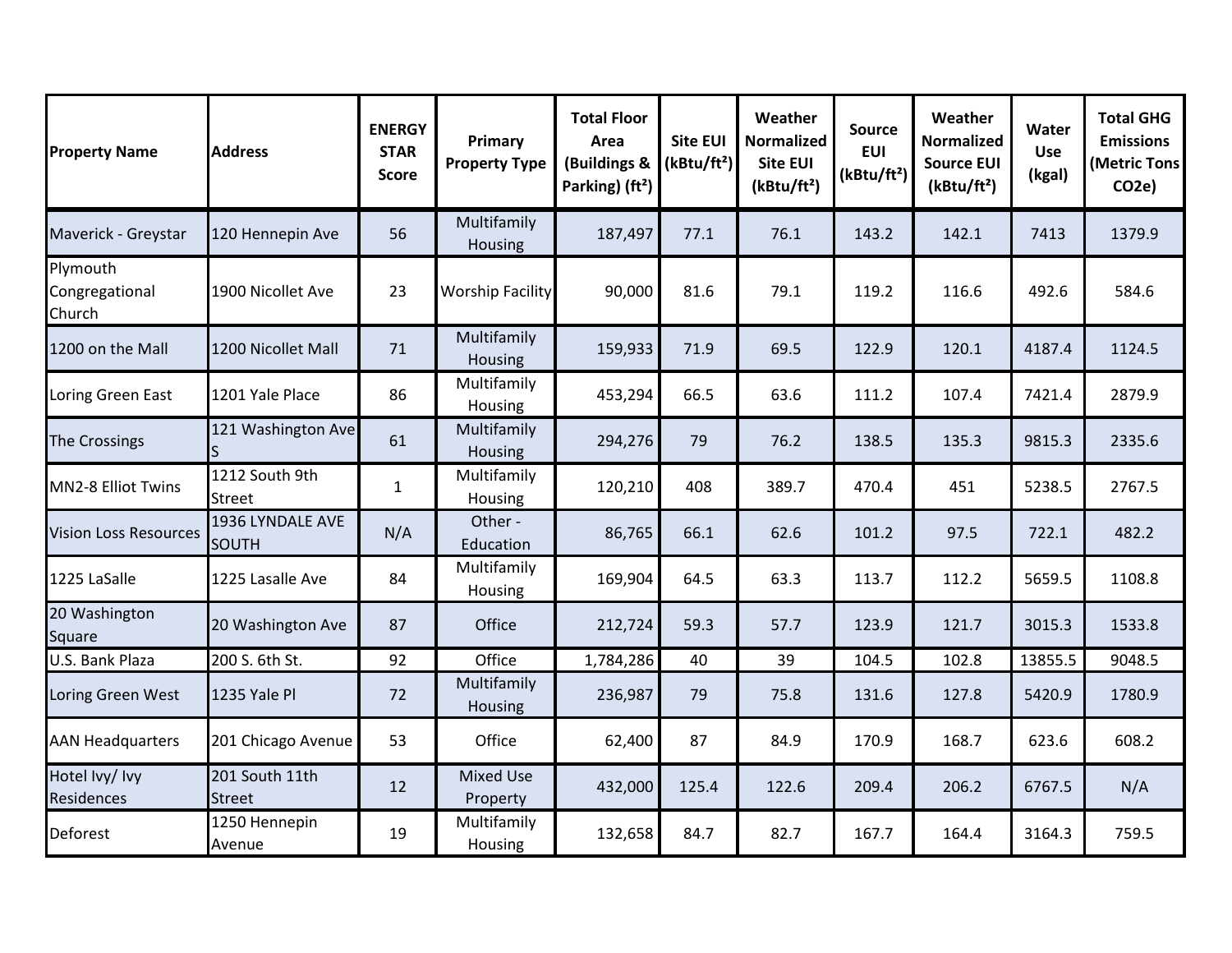| Property Name | Address | ENERGY STAR Score | Primary Property Type | Total Floor Area (Buildings & Parking) (ft²) | Site EUI (kBtu/ft²) | Weather Normalized Site EUI (kBtu/ft²) | Source EUI (kBtu/ft²) | Weather Normalized Source EUI (kBtu/ft²) | Water Use (kgal) | Total GHG Emissions (Metric Tons CO2e) |
|---|---|---|---|---|---|---|---|---|---|---|
| Maverick - Greystar | 120 Hennepin Ave | 56 | Multifamily Housing | 187,497 | 77.1 | 76.1 | 143.2 | 142.1 | 7413 | 1379.9 |
| Plymouth Congregational Church | 1900 Nicollet Ave | 23 | Worship Facility | 90,000 | 81.6 | 79.1 | 119.2 | 116.6 | 492.6 | 584.6 |
| 1200 on the Mall | 1200 Nicollet Mall | 71 | Multifamily Housing | 159,933 | 71.9 | 69.5 | 122.9 | 120.1 | 4187.4 | 1124.5 |
| Loring Green East | 1201 Yale Place | 86 | Multifamily Housing | 453,294 | 66.5 | 63.6 | 111.2 | 107.4 | 7421.4 | 2879.9 |
| The Crossings | 121 Washington Ave S | 61 | Multifamily Housing | 294,276 | 79 | 76.2 | 138.5 | 135.3 | 9815.3 | 2335.6 |
| MN2-8 Elliot Twins | 1212 South 9th Street | 1 | Multifamily Housing | 120,210 | 408 | 389.7 | 470.4 | 451 | 5238.5 | 2767.5 |
| Vision Loss Resources | 1936 LYNDALE AVE SOUTH | N/A | Other - Education | 86,765 | 66.1 | 62.6 | 101.2 | 97.5 | 722.1 | 482.2 |
| 1225 LaSalle | 1225 Lasalle Ave | 84 | Multifamily Housing | 169,904 | 64.5 | 63.3 | 113.7 | 112.2 | 5659.5 | 1108.8 |
| 20 Washington Square | 20 Washington Ave | 87 | Office | 212,724 | 59.3 | 57.7 | 123.9 | 121.7 | 3015.3 | 1533.8 |
| U.S. Bank Plaza | 200 S. 6th St. | 92 | Office | 1,784,286 | 40 | 39 | 104.5 | 102.8 | 13855.5 | 9048.5 |
| Loring Green West | 1235 Yale Pl | 72 | Multifamily Housing | 236,987 | 79 | 75.8 | 131.6 | 127.8 | 5420.9 | 1780.9 |
| AAN Headquarters | 201 Chicago Avenue | 53 | Office | 62,400 | 87 | 84.9 | 170.9 | 168.7 | 623.6 | 608.2 |
| Hotel Ivy/ Ivy Residences | 201 South 11th Street | 12 | Mixed Use Property | 432,000 | 125.4 | 122.6 | 209.4 | 206.2 | 6767.5 | N/A |
| Deforest | 1250 Hennepin Avenue | 19 | Multifamily Housing | 132,658 | 84.7 | 82.7 | 167.7 | 164.4 | 3164.3 | 759.5 |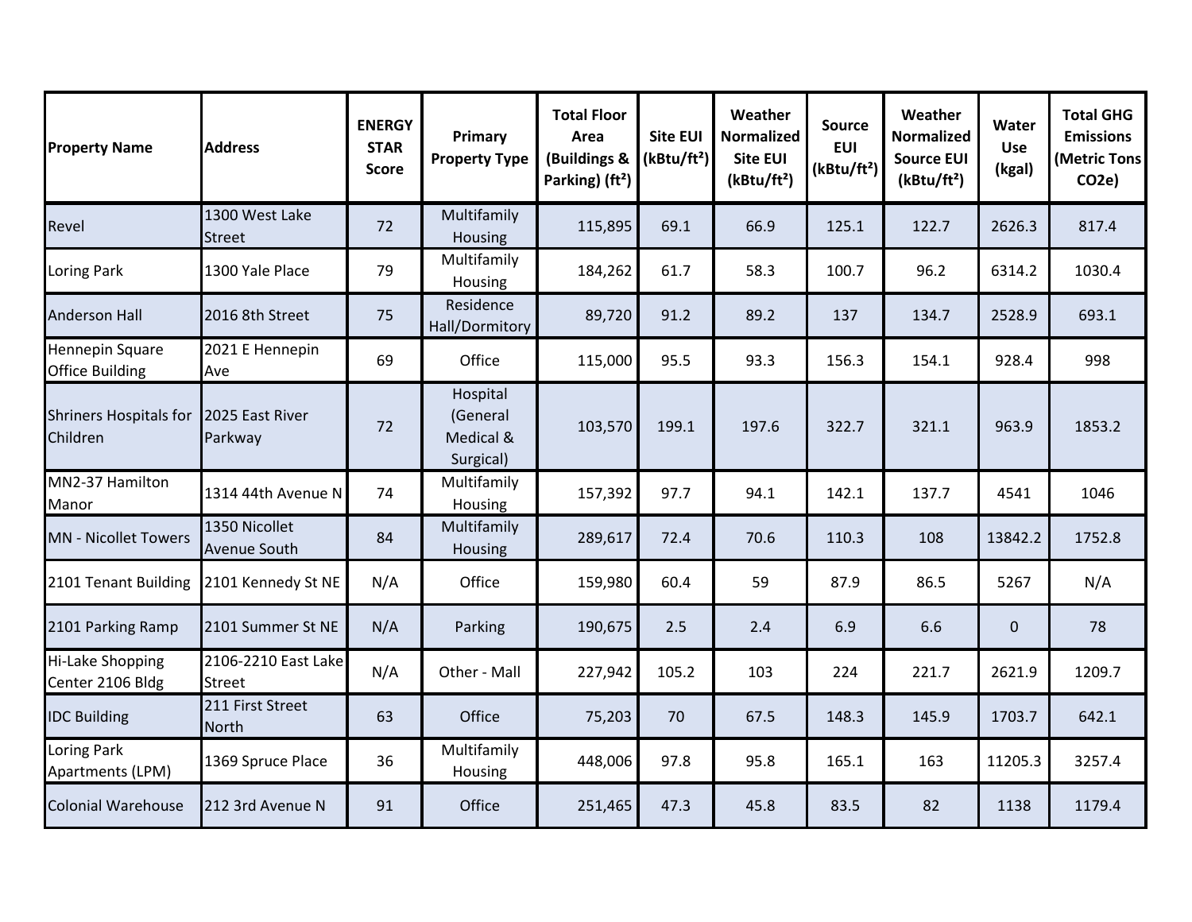| Property Name | Address | ENERGY STAR Score | Primary Property Type | Total Floor Area (Buildings & Parking) (ft²) | Site EUI (kBtu/ft²) | Weather Normalized Site EUI (kBtu/ft²) | Source EUI (kBtu/ft²) | Weather Normalized Source EUI (kBtu/ft²) | Water Use (kgal) | Total GHG Emissions (Metric Tons CO2e) |
|---|---|---|---|---|---|---|---|---|---|---|
| Revel | 1300 West Lake Street | 72 | Multifamily Housing | 115,895 | 69.1 | 66.9 | 125.1 | 122.7 | 2626.3 | 817.4 |
| Loring Park | 1300 Yale Place | 79 | Multifamily Housing | 184,262 | 61.7 | 58.3 | 100.7 | 96.2 | 6314.2 | 1030.4 |
| Anderson Hall | 2016 8th Street | 75 | Residence Hall/Dormitory | 89,720 | 91.2 | 89.2 | 137 | 134.7 | 2528.9 | 693.1 |
| Hennepin Square Office Building | 2021 E Hennepin Ave | 69 | Office | 115,000 | 95.5 | 93.3 | 156.3 | 154.1 | 928.4 | 998 |
| Shriners Hospitals for Children | 2025 East River Parkway | 72 | Hospital (General Medical & Surgical) | 103,570 | 199.1 | 197.6 | 322.7 | 321.1 | 963.9 | 1853.2 |
| MN2-37 Hamilton Manor | 1314 44th Avenue N | 74 | Multifamily Housing | 157,392 | 97.7 | 94.1 | 142.1 | 137.7 | 4541 | 1046 |
| MN - Nicollet Towers | 1350 Nicollet Avenue South | 84 | Multifamily Housing | 289,617 | 72.4 | 70.6 | 110.3 | 108 | 13842.2 | 1752.8 |
| 2101 Tenant Building | 2101 Kennedy St NE | N/A | Office | 159,980 | 60.4 | 59 | 87.9 | 86.5 | 5267 | N/A |
| 2101 Parking Ramp | 2101 Summer St NE | N/A | Parking | 190,675 | 2.5 | 2.4 | 6.9 | 6.6 | 0 | 78 |
| Hi-Lake Shopping Center 2106 Bldg | 2106-2210 East Lake Street | N/A | Other - Mall | 227,942 | 105.2 | 103 | 224 | 221.7 | 2621.9 | 1209.7 |
| IDC Building | 211 First Street North | 63 | Office | 75,203 | 70 | 67.5 | 148.3 | 145.9 | 1703.7 | 642.1 |
| Loring Park Apartments (LPM) | 1369 Spruce Place | 36 | Multifamily Housing | 448,006 | 97.8 | 95.8 | 165.1 | 163 | 11205.3 | 3257.4 |
| Colonial Warehouse | 212 3rd Avenue N | 91 | Office | 251,465 | 47.3 | 45.8 | 83.5 | 82 | 1138 | 1179.4 |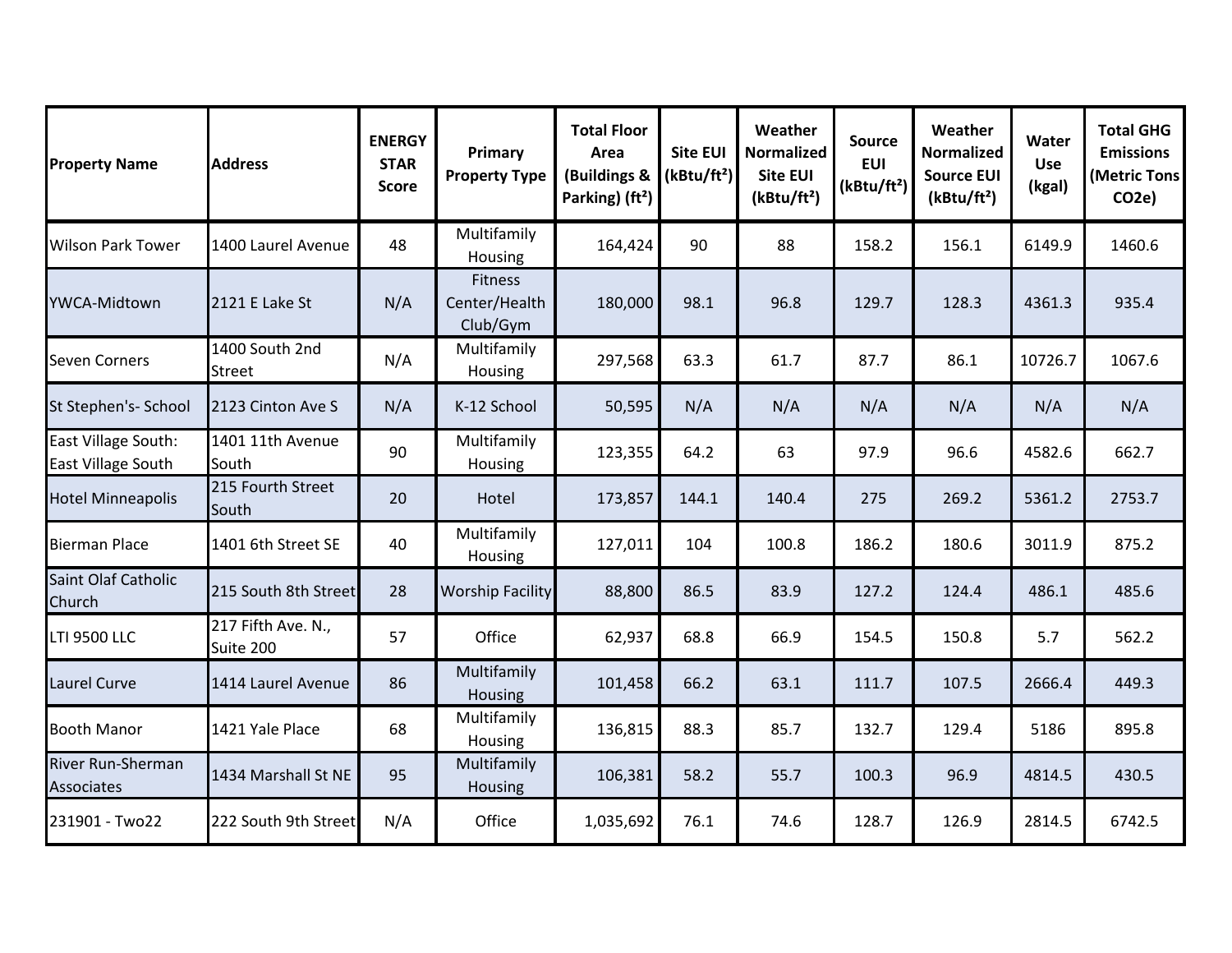| Property Name | Address | ENERGY STAR Score | Primary Property Type | Total Floor Area (Buildings & Parking) (ft²) | Site EUI (kBtu/ft²) | Weather Normalized Site EUI (kBtu/ft²) | Source EUI (kBtu/ft²) | Weather Normalized Source EUI (kBtu/ft²) | Water Use (kgal) | Total GHG Emissions (Metric Tons CO2e) |
|---|---|---|---|---|---|---|---|---|---|---|
| Wilson Park Tower | 1400 Laurel Avenue | 48 | Multifamily Housing | 164,424 | 90 | 88 | 158.2 | 156.1 | 6149.9 | 1460.6 |
| YWCA-Midtown | 2121 E Lake St | N/A | Fitness Center/Health Club/Gym | 180,000 | 98.1 | 96.8 | 129.7 | 128.3 | 4361.3 | 935.4 |
| Seven Corners | 1400 South 2nd Street | N/A | Multifamily Housing | 297,568 | 63.3 | 61.7 | 87.7 | 86.1 | 10726.7 | 1067.6 |
| St Stephen's- School | 2123 Cinton Ave S | N/A | K-12 School | 50,595 | N/A | N/A | N/A | N/A | N/A | N/A |
| East Village South: East Village South | 1401 11th Avenue South | 90 | Multifamily Housing | 123,355 | 64.2 | 63 | 97.9 | 96.6 | 4582.6 | 662.7 |
| Hotel Minneapolis | 215 Fourth Street South | 20 | Hotel | 173,857 | 144.1 | 140.4 | 275 | 269.2 | 5361.2 | 2753.7 |
| Bierman Place | 1401 6th Street SE | 40 | Multifamily Housing | 127,011 | 104 | 100.8 | 186.2 | 180.6 | 3011.9 | 875.2 |
| Saint Olaf Catholic Church | 215 South 8th Street | 28 | Worship Facility | 88,800 | 86.5 | 83.9 | 127.2 | 124.4 | 486.1 | 485.6 |
| LTI 9500 LLC | 217 Fifth Ave. N., Suite 200 | 57 | Office | 62,937 | 68.8 | 66.9 | 154.5 | 150.8 | 5.7 | 562.2 |
| Laurel Curve | 1414 Laurel Avenue | 86 | Multifamily Housing | 101,458 | 66.2 | 63.1 | 111.7 | 107.5 | 2666.4 | 449.3 |
| Booth Manor | 1421 Yale Place | 68 | Multifamily Housing | 136,815 | 88.3 | 85.7 | 132.7 | 129.4 | 5186 | 895.8 |
| River Run-Sherman Associates | 1434 Marshall St NE | 95 | Multifamily Housing | 106,381 | 58.2 | 55.7 | 100.3 | 96.9 | 4814.5 | 430.5 |
| 231901 - Two22 | 222 South 9th Street | N/A | Office | 1,035,692 | 76.1 | 74.6 | 128.7 | 126.9 | 2814.5 | 6742.5 |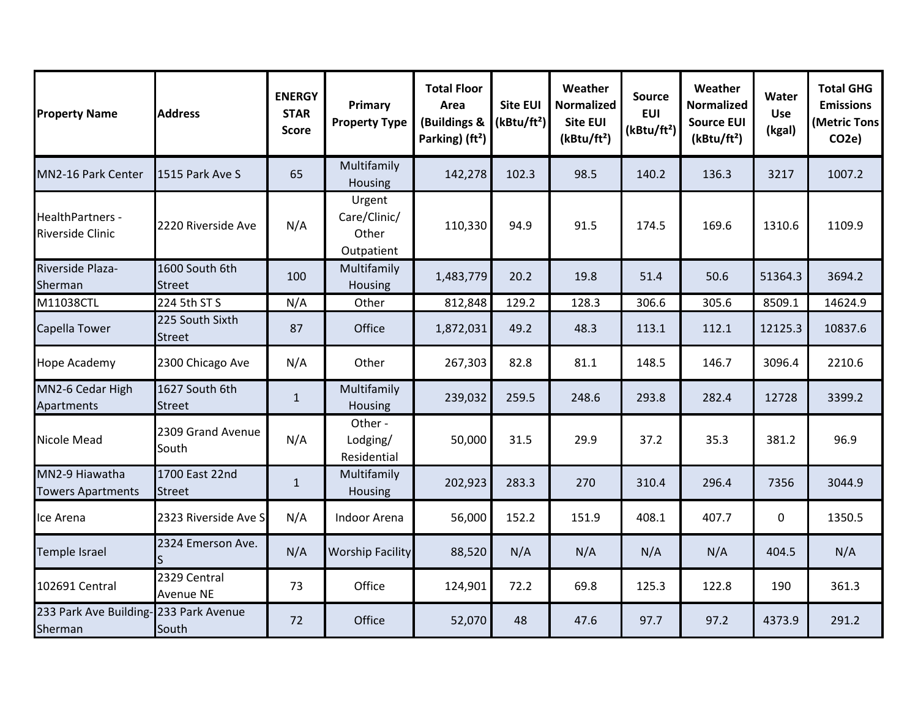| Property Name | Address | ENERGY STAR Score | Primary Property Type | Total Floor Area (Buildings & Parking) (ft²) | Site EUI (kBtu/ft²) | Weather Normalized Site EUI (kBtu/ft²) | Source EUI (kBtu/ft²) | Weather Normalized Source EUI (kBtu/ft²) | Water Use (kgal) | Total GHG Emissions (Metric Tons CO2e) |
|---|---|---|---|---|---|---|---|---|---|---|
| MN2-16 Park Center | 1515 Park Ave S | 65 | Multifamily Housing | 142,278 | 102.3 | 98.5 | 140.2 | 136.3 | 3217 | 1007.2 |
| HealthPartners - Riverside Clinic | 2220 Riverside Ave | N/A | Urgent Care/Clinic/ Other Outpatient | 110,330 | 94.9 | 91.5 | 174.5 | 169.6 | 1310.6 | 1109.9 |
| Riverside Plaza-Sherman | 1600 South 6th Street | 100 | Multifamily Housing | 1,483,779 | 20.2 | 19.8 | 51.4 | 50.6 | 51364.3 | 3694.2 |
| M11038CTL | 224 5th ST S | N/A | Other | 812,848 | 129.2 | 128.3 | 306.6 | 305.6 | 8509.1 | 14624.9 |
| Capella Tower | 225 South Sixth Street | 87 | Office | 1,872,031 | 49.2 | 48.3 | 113.1 | 112.1 | 12125.3 | 10837.6 |
| Hope Academy | 2300 Chicago Ave | N/A | Other | 267,303 | 82.8 | 81.1 | 148.5 | 146.7 | 3096.4 | 2210.6 |
| MN2-6 Cedar High Apartments | 1627 South 6th Street | 1 | Multifamily Housing | 239,032 | 259.5 | 248.6 | 293.8 | 282.4 | 12728 | 3399.2 |
| Nicole Mead | 2309 Grand Avenue South | N/A | Other - Lodging/ Residential | 50,000 | 31.5 | 29.9 | 37.2 | 35.3 | 381.2 | 96.9 |
| MN2-9 Hiawatha Towers Apartments | 1700 East 22nd Street | 1 | Multifamily Housing | 202,923 | 283.3 | 270 | 310.4 | 296.4 | 7356 | 3044.9 |
| Ice Arena | 2323 Riverside Ave S | N/A | Indoor Arena | 56,000 | 152.2 | 151.9 | 408.1 | 407.7 | 0 | 1350.5 |
| Temple Israel | 2324 Emerson Ave. S | N/A | Worship Facility | 88,520 | N/A | N/A | N/A | N/A | 404.5 | N/A |
| 102691 Central | 2329 Central Avenue NE | 73 | Office | 124,901 | 72.2 | 69.8 | 125.3 | 122.8 | 190 | 361.3 |
| 233 Park Ave Building-Sherman | 233 Park Avenue South | 72 | Office | 52,070 | 48 | 47.6 | 97.7 | 97.2 | 4373.9 | 291.2 |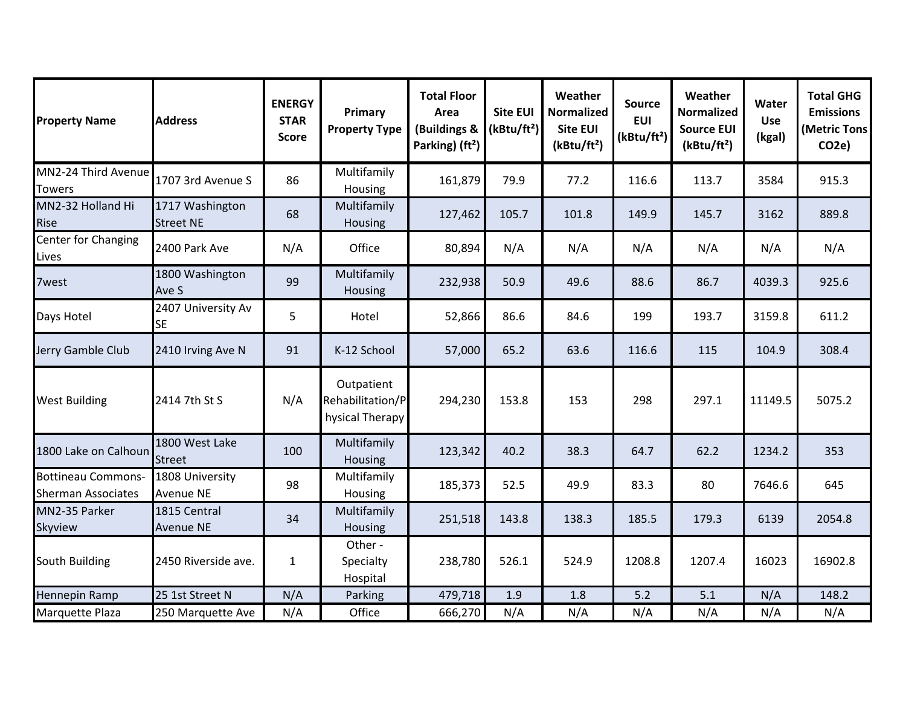| Property Name | Address | ENERGY STAR Score | Primary Property Type | Total Floor Area (Buildings & Parking) (ft²) | Site EUI (kBtu/ft²) | Weather Normalized Site EUI (kBtu/ft²) | Source EUI (kBtu/ft²) | Weather Normalized Source EUI (kBtu/ft²) | Water Use (kgal) | Total GHG Emissions (Metric Tons CO2e) |
|---|---|---|---|---|---|---|---|---|---|---|
| MN2-24 Third Avenue Towers | 1707 3rd Avenue S | 86 | Multifamily Housing | 161,879 | 79.9 | 77.2 | 116.6 | 113.7 | 3584 | 915.3 |
| MN2-32 Holland Hi Rise | 1717 Washington Street NE | 68 | Multifamily Housing | 127,462 | 105.7 | 101.8 | 149.9 | 145.7 | 3162 | 889.8 |
| Center for Changing Lives | 2400 Park Ave | N/A | Office | 80,894 | N/A | N/A | N/A | N/A | N/A | N/A |
| 7west | 1800 Washington Ave S | 99 | Multifamily Housing | 232,938 | 50.9 | 49.6 | 88.6 | 86.7 | 4039.3 | 925.6 |
| Days Hotel | 2407 University Av SE | 5 | Hotel | 52,866 | 86.6 | 84.6 | 199 | 193.7 | 3159.8 | 611.2 |
| Jerry Gamble Club | 2410 Irving Ave N | 91 | K-12 School | 57,000 | 65.2 | 63.6 | 116.6 | 115 | 104.9 | 308.4 |
| West Building | 2414 7th St S | N/A | Outpatient Rehabilitation/Physical Therapy | 294,230 | 153.8 | 153 | 298 | 297.1 | 11149.5 | 5075.2 |
| 1800 Lake on Calhoun | 1800 West Lake Street | 100 | Multifamily Housing | 123,342 | 40.2 | 38.3 | 64.7 | 62.2 | 1234.2 | 353 |
| Bottineau Commons-Sherman Associates | 1808 University Avenue NE | 98 | Multifamily Housing | 185,373 | 52.5 | 49.9 | 83.3 | 80 | 7646.6 | 645 |
| MN2-35 Parker Skyview | 1815 Central Avenue NE | 34 | Multifamily Housing | 251,518 | 143.8 | 138.3 | 185.5 | 179.3 | 6139 | 2054.8 |
| South Building | 2450 Riverside ave. | 1 | Other - Specialty Hospital | 238,780 | 526.1 | 524.9 | 1208.8 | 1207.4 | 16023 | 16902.8 |
| Hennepin Ramp | 25 1st Street N | N/A | Parking | 479,718 | 1.9 | 1.8 | 5.2 | 5.1 | N/A | 148.2 |
| Marquette Plaza | 250 Marquette Ave | N/A | Office | 666,270 | N/A | N/A | N/A | N/A | N/A | N/A |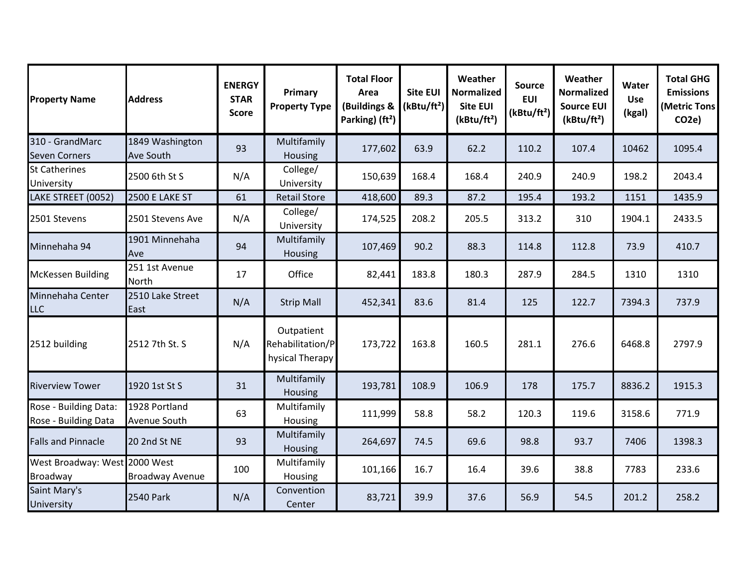| Property Name | Address | ENERGY STAR Score | Primary Property Type | Total Floor Area (Buildings & Parking) (ft²) | Site EUI (kBtu/ft²) | Weather Normalized Site EUI (kBtu/ft²) | Source EUI (kBtu/ft²) | Weather Normalized Source EUI (kBtu/ft²) | Water Use (kgal) | Total GHG Emissions (Metric Tons CO2e) |
|---|---|---|---|---|---|---|---|---|---|---|
| 310 - GrandMarc Seven Corners | 1849 Washington Ave South | 93 | Multifamily Housing | 177,602 | 63.9 | 62.2 | 110.2 | 107.4 | 10462 | 1095.4 |
| St Catherines University | 2500 6th St S | N/A | College/ University | 150,639 | 168.4 | 168.4 | 240.9 | 240.9 | 198.2 | 2043.4 |
| LAKE STREET (0052) | 2500 E LAKE ST | 61 | Retail Store | 418,600 | 89.3 | 87.2 | 195.4 | 193.2 | 1151 | 1435.9 |
| 2501 Stevens | 2501 Stevens Ave | N/A | College/ University | 174,525 | 208.2 | 205.5 | 313.2 | 310 | 1904.1 | 2433.5 |
| Minnehaha 94 | 1901 Minnehaha Ave | 94 | Multifamily Housing | 107,469 | 90.2 | 88.3 | 114.8 | 112.8 | 73.9 | 410.7 |
| McKessen Building | 251 1st Avenue North | 17 | Office | 82,441 | 183.8 | 180.3 | 287.9 | 284.5 | 1310 | 1310 |
| Minnehaha Center LLC | 2510 Lake Street East | N/A | Strip Mall | 452,341 | 83.6 | 81.4 | 125 | 122.7 | 7394.3 | 737.9 |
| 2512 building | 2512 7th St. S | N/A | Outpatient Rehabilitation/Physical Therapy | 173,722 | 163.8 | 160.5 | 281.1 | 276.6 | 6468.8 | 2797.9 |
| Riverview Tower | 1920 1st St S | 31 | Multifamily Housing | 193,781 | 108.9 | 106.9 | 178 | 175.7 | 8836.2 | 1915.3 |
| Rose - Building Data: Rose - Building Data | 1928 Portland Avenue South | 63 | Multifamily Housing | 111,999 | 58.8 | 58.2 | 120.3 | 119.6 | 3158.6 | 771.9 |
| Falls and Pinnacle | 20 2nd St NE | 93 | Multifamily Housing | 264,697 | 74.5 | 69.6 | 98.8 | 93.7 | 7406 | 1398.3 |
| West Broadway: West Broadway | 2000 West Broadway Avenue | 100 | Multifamily Housing | 101,166 | 16.7 | 16.4 | 39.6 | 38.8 | 7783 | 233.6 |
| Saint Mary's University | 2540 Park | N/A | Convention Center | 83,721 | 39.9 | 37.6 | 56.9 | 54.5 | 201.2 | 258.2 |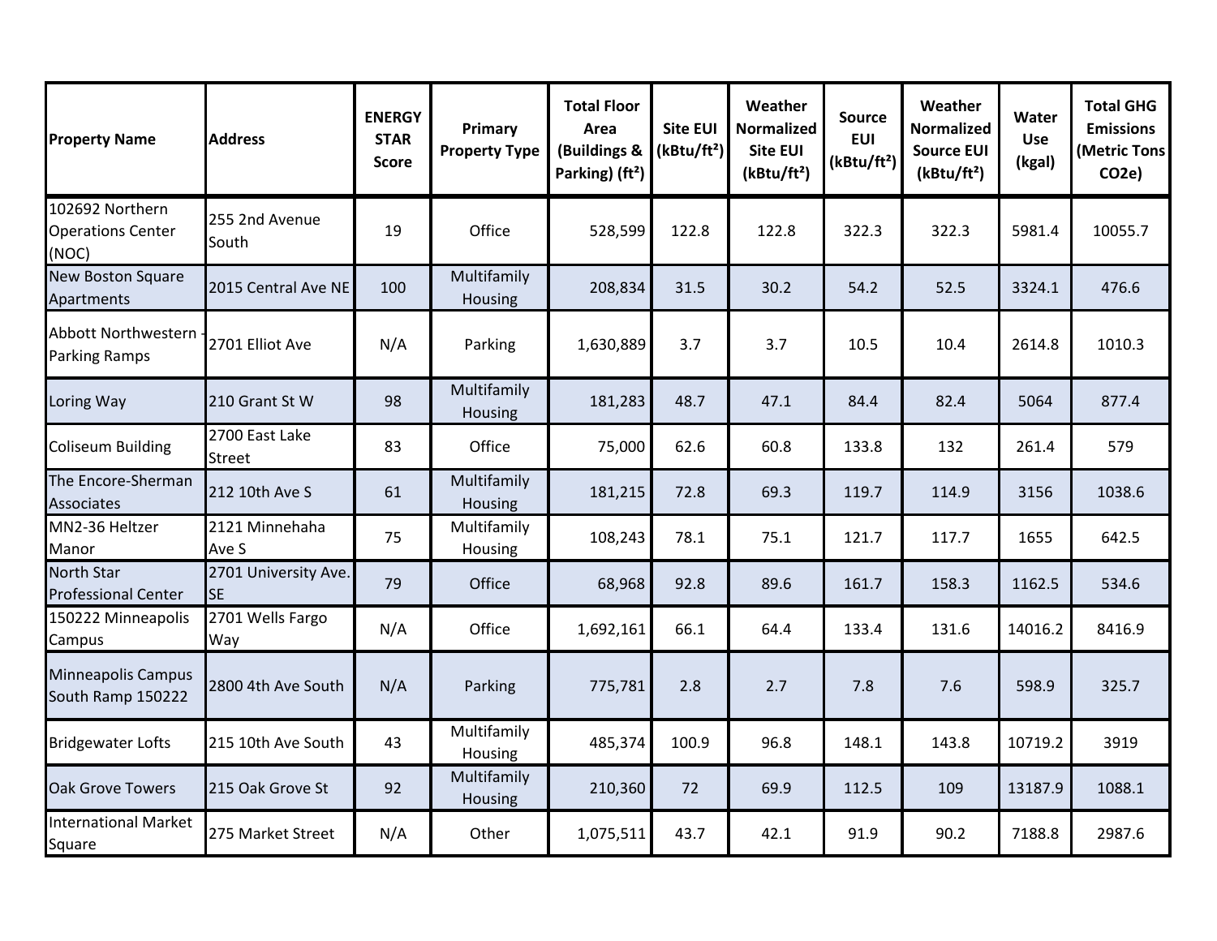| Property Name | Address | ENERGY STAR Score | Primary Property Type | Total Floor Area (Buildings & Parking) (ft²) | Site EUI (kBtu/ft²) | Weather Normalized Site EUI (kBtu/ft²) | Source EUI (kBtu/ft²) | Weather Normalized Source EUI (kBtu/ft²) | Water Use (kgal) | Total GHG Emissions (Metric Tons CO2e) |
|---|---|---|---|---|---|---|---|---|---|---|
| 102692 Northern Operations Center (NOC) | 255 2nd Avenue South | 19 | Office | 528,599 | 122.8 | 122.8 | 322.3 | 322.3 | 5981.4 | 10055.7 |
| New Boston Square Apartments | 2015 Central Ave NE | 100 | Multifamily Housing | 208,834 | 31.5 | 30.2 | 54.2 | 52.5 | 3324.1 | 476.6 |
| Abbott Northwestern - Parking Ramps | 2701 Elliot Ave | N/A | Parking | 1,630,889 | 3.7 | 3.7 | 10.5 | 10.4 | 2614.8 | 1010.3 |
| Loring Way | 210 Grant St W | 98 | Multifamily Housing | 181,283 | 48.7 | 47.1 | 84.4 | 82.4 | 5064 | 877.4 |
| Coliseum Building | 2700 East Lake Street | 83 | Office | 75,000 | 62.6 | 60.8 | 133.8 | 132 | 261.4 | 579 |
| The Encore-Sherman Associates | 212 10th Ave S | 61 | Multifamily Housing | 181,215 | 72.8 | 69.3 | 119.7 | 114.9 | 3156 | 1038.6 |
| MN2-36 Heltzer Manor | 2121 Minnehaha Ave S | 75 | Multifamily Housing | 108,243 | 78.1 | 75.1 | 121.7 | 117.7 | 1655 | 642.5 |
| North Star Professional Center | 2701 University Ave. SE | 79 | Office | 68,968 | 92.8 | 89.6 | 161.7 | 158.3 | 1162.5 | 534.6 |
| 150222 Minneapolis Campus | 2701 Wells Fargo Way | N/A | Office | 1,692,161 | 66.1 | 64.4 | 133.4 | 131.6 | 14016.2 | 8416.9 |
| Minneapolis Campus South Ramp 150222 | 2800 4th Ave South | N/A | Parking | 775,781 | 2.8 | 2.7 | 7.8 | 7.6 | 598.9 | 325.7 |
| Bridgewater Lofts | 215 10th Ave South | 43 | Multifamily Housing | 485,374 | 100.9 | 96.8 | 148.1 | 143.8 | 10719.2 | 3919 |
| Oak Grove Towers | 215 Oak Grove St | 92 | Multifamily Housing | 210,360 | 72 | 69.9 | 112.5 | 109 | 13187.9 | 1088.1 |
| International Market Square | 275 Market Street | N/A | Other | 1,075,511 | 43.7 | 42.1 | 91.9 | 90.2 | 7188.8 | 2987.6 |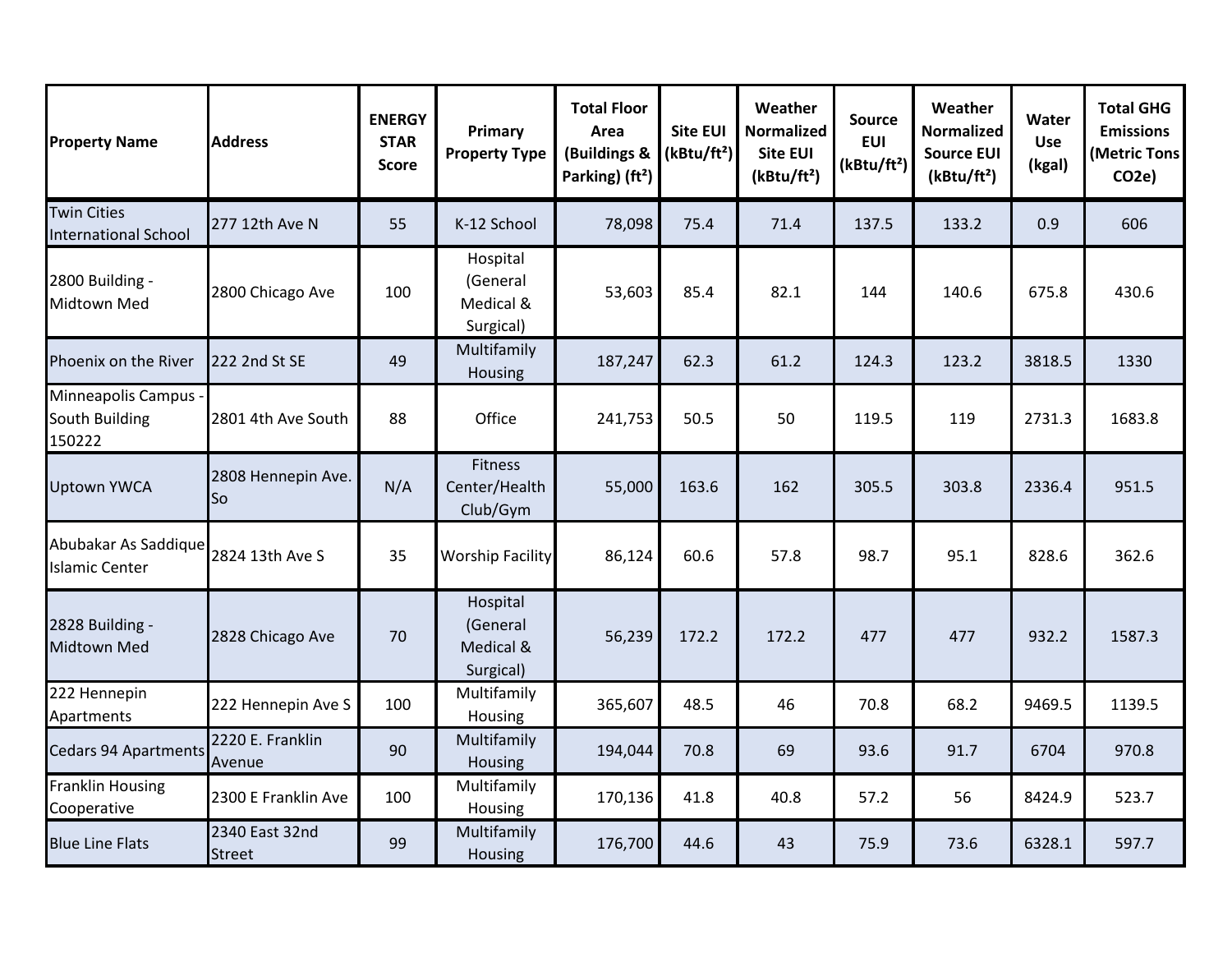| Property Name | Address | ENERGY STAR Score | Primary Property Type | Total Floor Area (Buildings & Parking) (ft²) | Site EUI (kBtu/ft²) | Weather Normalized Site EUI (kBtu/ft²) | Source EUI (kBtu/ft²) | Weather Normalized Source EUI (kBtu/ft²) | Water Use (kgal) | Total GHG Emissions (Metric Tons CO2e) |
|---|---|---|---|---|---|---|---|---|---|---|
| Twin Cities International School | 277 12th Ave N | 55 | K-12 School | 78,098 | 75.4 | 71.4 | 137.5 | 133.2 | 0.9 | 606 |
| 2800 Building - Midtown Med | 2800 Chicago Ave | 100 | Hospital (General Medical & Surgical) | 53,603 | 85.4 | 82.1 | 144 | 140.6 | 675.8 | 430.6 |
| Phoenix on the River | 222 2nd St SE | 49 | Multifamily Housing | 187,247 | 62.3 | 61.2 | 124.3 | 123.2 | 3818.5 | 1330 |
| Minneapolis Campus - South Building 150222 | 2801 4th Ave South | 88 | Office | 241,753 | 50.5 | 50 | 119.5 | 119 | 2731.3 | 1683.8 |
| Uptown YWCA | 2808 Hennepin Ave. So | N/A | Fitness Center/Health Club/Gym | 55,000 | 163.6 | 162 | 305.5 | 303.8 | 2336.4 | 951.5 |
| Abubakar As Saddique Islamic Center | 2824 13th Ave S | 35 | Worship Facility | 86,124 | 60.6 | 57.8 | 98.7 | 95.1 | 828.6 | 362.6 |
| 2828 Building - Midtown Med | 2828 Chicago Ave | 70 | Hospital (General Medical & Surgical) | 56,239 | 172.2 | 172.2 | 477 | 477 | 932.2 | 1587.3 |
| 222 Hennepin Apartments | 222 Hennepin Ave S | 100 | Multifamily Housing | 365,607 | 48.5 | 46 | 70.8 | 68.2 | 9469.5 | 1139.5 |
| Cedars 94 Apartments | 2220 E. Franklin Avenue | 90 | Multifamily Housing | 194,044 | 70.8 | 69 | 93.6 | 91.7 | 6704 | 970.8 |
| Franklin Housing Cooperative | 2300 E Franklin Ave | 100 | Multifamily Housing | 170,136 | 41.8 | 40.8 | 57.2 | 56 | 8424.9 | 523.7 |
| Blue Line Flats | 2340 East 32nd Street | 99 | Multifamily Housing | 176,700 | 44.6 | 43 | 75.9 | 73.6 | 6328.1 | 597.7 |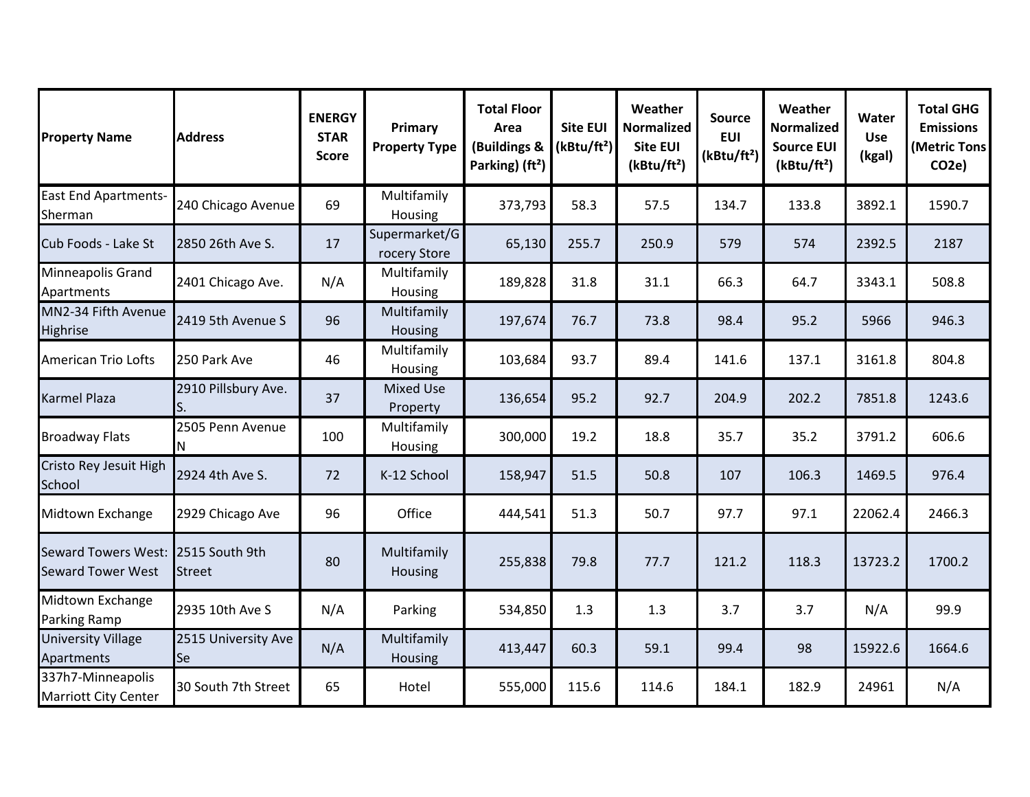| Property Name | Address | ENERGY STAR Score | Primary Property Type | Total Floor Area (Buildings & Parking) (ft²) | Site EUI (kBtu/ft²) | Weather Normalized Site EUI (kBtu/ft²) | Source EUI (kBtu/ft²) | Weather Normalized Source EUI (kBtu/ft²) | Water Use (kgal) | Total GHG Emissions (Metric Tons CO2e) |
|---|---|---|---|---|---|---|---|---|---|---|
| East End Apartments-Sherman | 240 Chicago Avenue | 69 | Multifamily Housing | 373,793 | 58.3 | 57.5 | 134.7 | 133.8 | 3892.1 | 1590.7 |
| Cub Foods - Lake St | 2850 26th Ave S. | 17 | Supermarket/Grocery Store | 65,130 | 255.7 | 250.9 | 579 | 574 | 2392.5 | 2187 |
| Minneapolis Grand Apartments | 2401 Chicago Ave. | N/A | Multifamily Housing | 189,828 | 31.8 | 31.1 | 66.3 | 64.7 | 3343.1 | 508.8 |
| MN2-34 Fifth Avenue Highrise | 2419 5th Avenue S | 96 | Multifamily Housing | 197,674 | 76.7 | 73.8 | 98.4 | 95.2 | 5966 | 946.3 |
| American Trio Lofts | 250 Park Ave | 46 | Multifamily Housing | 103,684 | 93.7 | 89.4 | 141.6 | 137.1 | 3161.8 | 804.8 |
| Karmel Plaza | 2910 Pillsbury Ave. S. | 37 | Mixed Use Property | 136,654 | 95.2 | 92.7 | 204.9 | 202.2 | 7851.8 | 1243.6 |
| Broadway Flats | 2505 Penn Avenue N | 100 | Multifamily Housing | 300,000 | 19.2 | 18.8 | 35.7 | 35.2 | 3791.2 | 606.6 |
| Cristo Rey Jesuit High School | 2924 4th Ave S. | 72 | K-12 School | 158,947 | 51.5 | 50.8 | 107 | 106.3 | 1469.5 | 976.4 |
| Midtown Exchange | 2929 Chicago Ave | 96 | Office | 444,541 | 51.3 | 50.7 | 97.7 | 97.1 | 22062.4 | 2466.3 |
| Seward Towers West: Seward Tower West | 2515 South 9th Street | 80 | Multifamily Housing | 255,838 | 79.8 | 77.7 | 121.2 | 118.3 | 13723.2 | 1700.2 |
| Midtown Exchange Parking Ramp | 2935 10th Ave S | N/A | Parking | 534,850 | 1.3 | 1.3 | 3.7 | 3.7 | N/A | 99.9 |
| University Village Apartments | 2515 University Ave Se | N/A | Multifamily Housing | 413,447 | 60.3 | 59.1 | 99.4 | 98 | 15922.6 | 1664.6 |
| 337h7-Minneapolis Marriott City Center | 30 South 7th Street | 65 | Hotel | 555,000 | 115.6 | 114.6 | 184.1 | 182.9 | 24961 | N/A |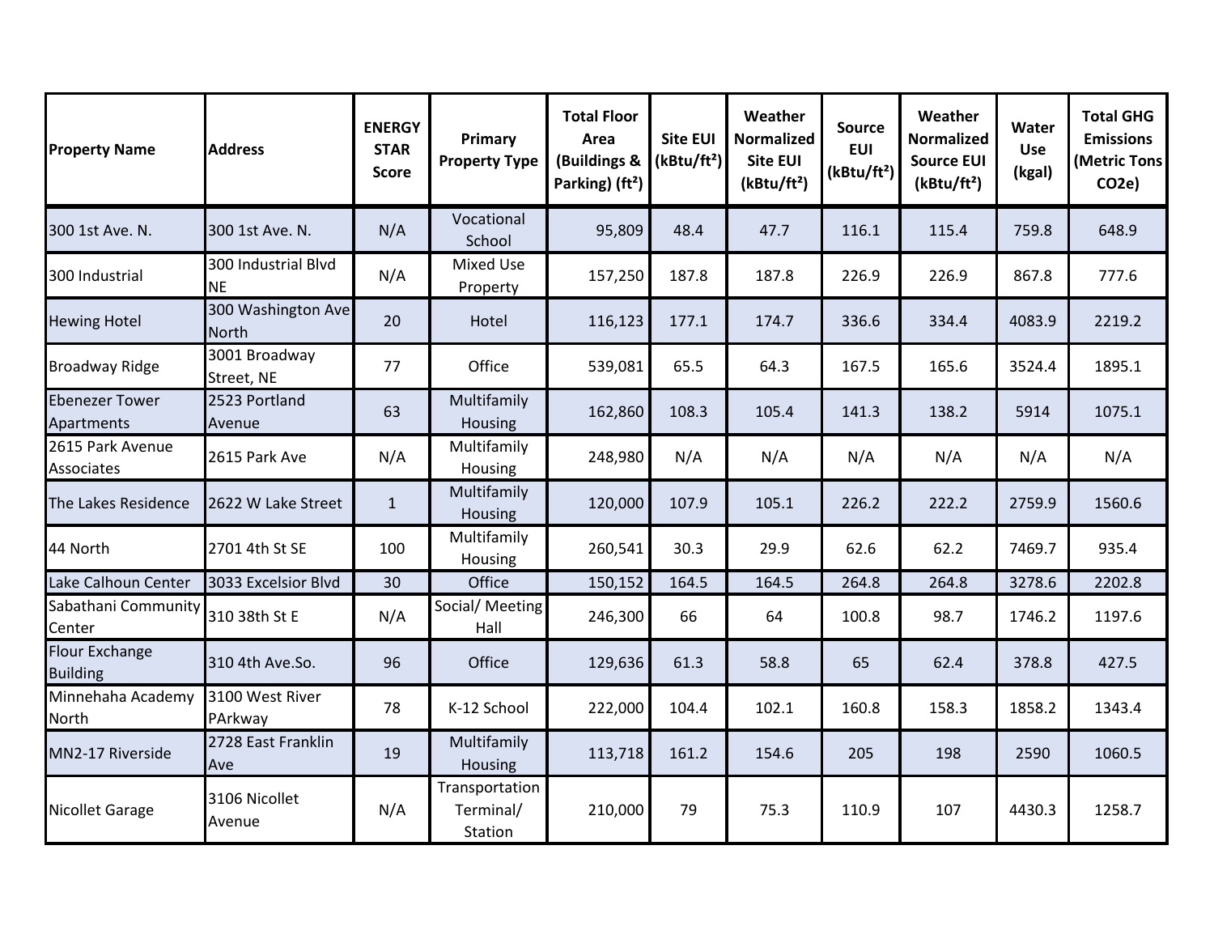| Property Name | Address | ENERGY STAR Score | Primary Property Type | Total Floor Area (Buildings & Parking) (ft²) | Site EUI (kBtu/ft²) | Weather Normalized Site EUI (kBtu/ft²) | Source EUI (kBtu/ft²) | Weather Normalized Source EUI (kBtu/ft²) | Water Use (kgal) | Total GHG Emissions (Metric Tons CO2e) |
|---|---|---|---|---|---|---|---|---|---|---|
| 300 1st Ave. N. | 300 1st Ave. N. | N/A | Vocational School | 95,809 | 48.4 | 47.7 | 116.1 | 115.4 | 759.8 | 648.9 |
| 300 Industrial | 300 Industrial Blvd NE | N/A | Mixed Use Property | 157,250 | 187.8 | 187.8 | 226.9 | 226.9 | 867.8 | 777.6 |
| Hewing Hotel | 300 Washington Ave North | 20 | Hotel | 116,123 | 177.1 | 174.7 | 336.6 | 334.4 | 4083.9 | 2219.2 |
| Broadway Ridge | 3001 Broadway Street, NE | 77 | Office | 539,081 | 65.5 | 64.3 | 167.5 | 165.6 | 3524.4 | 1895.1 |
| Ebenezer Tower Apartments | 2523 Portland Avenue | 63 | Multifamily Housing | 162,860 | 108.3 | 105.4 | 141.3 | 138.2 | 5914 | 1075.1 |
| 2615 Park Avenue Associates | 2615 Park Ave | N/A | Multifamily Housing | 248,980 | N/A | N/A | N/A | N/A | N/A | N/A |
| The Lakes Residence | 2622 W Lake Street | 1 | Multifamily Housing | 120,000 | 107.9 | 105.1 | 226.2 | 222.2 | 2759.9 | 1560.6 |
| 44 North | 2701 4th St SE | 100 | Multifamily Housing | 260,541 | 30.3 | 29.9 | 62.6 | 62.2 | 7469.7 | 935.4 |
| Lake Calhoun Center | 3033 Excelsior Blvd | 30 | Office | 150,152 | 164.5 | 164.5 | 264.8 | 264.8 | 3278.6 | 2202.8 |
| Sabathani Community Center | 310 38th St E | N/A | Social/ Meeting Hall | 246,300 | 66 | 64 | 100.8 | 98.7 | 1746.2 | 1197.6 |
| Flour Exchange Building | 310 4th Ave.So. | 96 | Office | 129,636 | 61.3 | 58.8 | 65 | 62.4 | 378.8 | 427.5 |
| Minnehaha Academy North | 3100 West River PArkway | 78 | K-12 School | 222,000 | 104.4 | 102.1 | 160.8 | 158.3 | 1858.2 | 1343.4 |
| MN2-17 Riverside | 2728 East Franklin Ave | 19 | Multifamily Housing | 113,718 | 161.2 | 154.6 | 205 | 198 | 2590 | 1060.5 |
| Nicollet Garage | 3106 Nicollet Avenue | N/A | Transportation Terminal/ Station | 210,000 | 79 | 75.3 | 110.9 | 107 | 4430.3 | 1258.7 |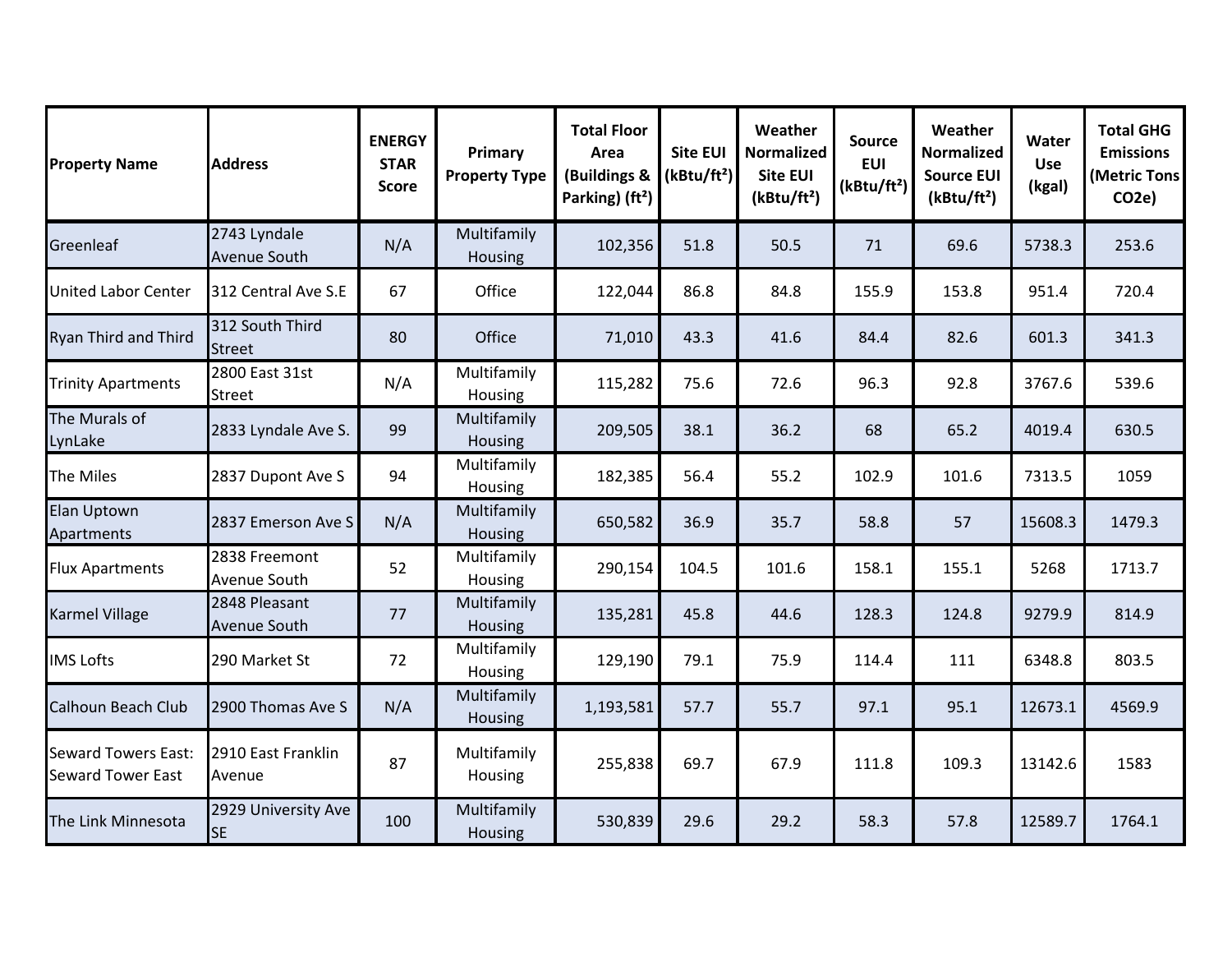| Property Name | Address | ENERGY STAR Score | Primary Property Type | Total Floor Area (Buildings & Parking) (ft²) | Site EUI (kBtu/ft²) | Weather Normalized Site EUI (kBtu/ft²) | Source EUI (kBtu/ft²) | Weather Normalized Source EUI (kBtu/ft²) | Water Use (kgal) | Total GHG Emissions (Metric Tons CO2e) |
|---|---|---|---|---|---|---|---|---|---|---|
| Greenleaf | 2743 Lyndale Avenue South | N/A | Multifamily Housing | 102,356 | 51.8 | 50.5 | 71 | 69.6 | 5738.3 | 253.6 |
| United Labor Center | 312 Central Ave S.E | 67 | Office | 122,044 | 86.8 | 84.8 | 155.9 | 153.8 | 951.4 | 720.4 |
| Ryan Third and Third | 312 South Third Street | 80 | Office | 71,010 | 43.3 | 41.6 | 84.4 | 82.6 | 601.3 | 341.3 |
| Trinity Apartments | 2800 East 31st Street | N/A | Multifamily Housing | 115,282 | 75.6 | 72.6 | 96.3 | 92.8 | 3767.6 | 539.6 |
| The Murals of LynLake | 2833 Lyndale Ave S. | 99 | Multifamily Housing | 209,505 | 38.1 | 36.2 | 68 | 65.2 | 4019.4 | 630.5 |
| The Miles | 2837 Dupont Ave S | 94 | Multifamily Housing | 182,385 | 56.4 | 55.2 | 102.9 | 101.6 | 7313.5 | 1059 |
| Elan Uptown Apartments | 2837 Emerson Ave S | N/A | Multifamily Housing | 650,582 | 36.9 | 35.7 | 58.8 | 57 | 15608.3 | 1479.3 |
| Flux Apartments | 2838 Freemont Avenue South | 52 | Multifamily Housing | 290,154 | 104.5 | 101.6 | 158.1 | 155.1 | 5268 | 1713.7 |
| Karmel Village | 2848 Pleasant Avenue South | 77 | Multifamily Housing | 135,281 | 45.8 | 44.6 | 128.3 | 124.8 | 9279.9 | 814.9 |
| IMS Lofts | 290 Market St | 72 | Multifamily Housing | 129,190 | 79.1 | 75.9 | 114.4 | 111 | 6348.8 | 803.5 |
| Calhoun Beach Club | 2900 Thomas Ave S | N/A | Multifamily Housing | 1,193,581 | 57.7 | 55.7 | 97.1 | 95.1 | 12673.1 | 4569.9 |
| Seward Towers East: Seward Tower East | 2910 East Franklin Avenue | 87 | Multifamily Housing | 255,838 | 69.7 | 67.9 | 111.8 | 109.3 | 13142.6 | 1583 |
| The Link Minnesota | 2929 University Ave SE | 100 | Multifamily Housing | 530,839 | 29.6 | 29.2 | 58.3 | 57.8 | 12589.7 | 1764.1 |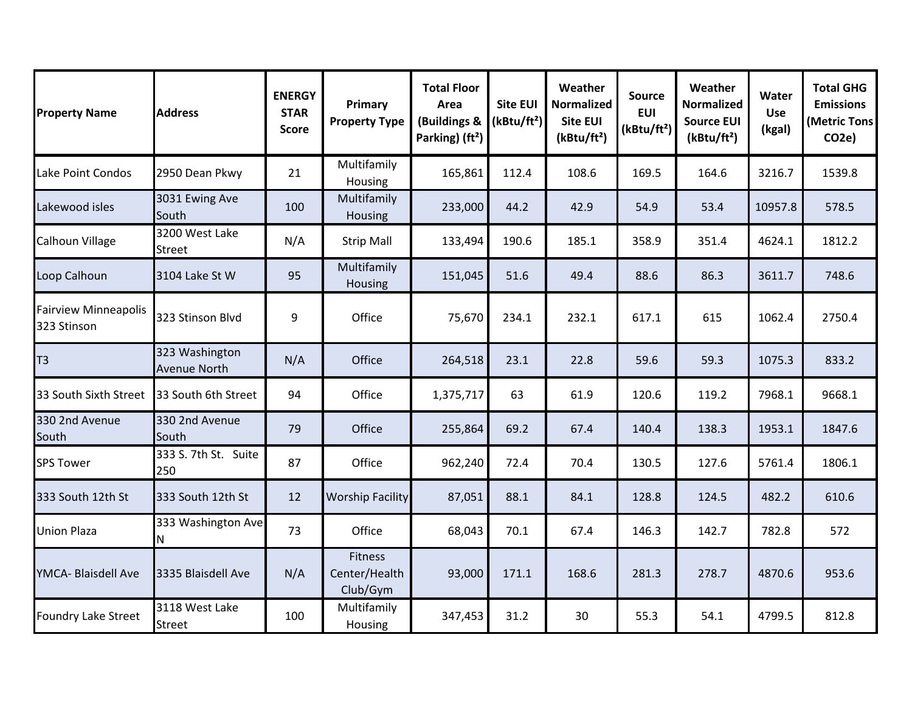| Property Name | Address | ENERGY STAR Score | Primary Property Type | Total Floor Area (Buildings & Parking) (ft²) | Site EUI (kBtu/ft²) | Weather Normalized Site EUI (kBtu/ft²) | Source EUI (kBtu/ft²) | Weather Normalized Source EUI (kBtu/ft²) | Water Use (kgal) | Total GHG Emissions (Metric Tons CO2e) |
|---|---|---|---|---|---|---|---|---|---|---|
| Lake Point Condos | 2950 Dean Pkwy | 21 | Multifamily Housing | 165,861 | 112.4 | 108.6 | 169.5 | 164.6 | 3216.7 | 1539.8 |
| Lakewood isles | 3031 Ewing Ave South | 100 | Multifamily Housing | 233,000 | 44.2 | 42.9 | 54.9 | 53.4 | 10957.8 | 578.5 |
| Calhoun Village | 3200 West Lake Street | N/A | Strip Mall | 133,494 | 190.6 | 185.1 | 358.9 | 351.4 | 4624.1 | 1812.2 |
| Loop Calhoun | 3104 Lake St W | 95 | Multifamily Housing | 151,045 | 51.6 | 49.4 | 88.6 | 86.3 | 3611.7 | 748.6 |
| Fairview Minneapolis 323 Stinson | 323 Stinson Blvd | 9 | Office | 75,670 | 234.1 | 232.1 | 617.1 | 615 | 1062.4 | 2750.4 |
| T3 | 323 Washington Avenue North | N/A | Office | 264,518 | 23.1 | 22.8 | 59.6 | 59.3 | 1075.3 | 833.2 |
| 33 South Sixth Street | 33 South 6th Street | 94 | Office | 1,375,717 | 63 | 61.9 | 120.6 | 119.2 | 7968.1 | 9668.1 |
| 330 2nd Avenue South | 330 2nd Avenue South | 79 | Office | 255,864 | 69.2 | 67.4 | 140.4 | 138.3 | 1953.1 | 1847.6 |
| SPS Tower | 333 S. 7th St. Suite 250 | 87 | Office | 962,240 | 72.4 | 70.4 | 130.5 | 127.6 | 5761.4 | 1806.1 |
| 333 South 12th St | 333 South 12th St | 12 | Worship Facility | 87,051 | 88.1 | 84.1 | 128.8 | 124.5 | 482.2 | 610.6 |
| Union Plaza | 333 Washington Ave N | 73 | Office | 68,043 | 70.1 | 67.4 | 146.3 | 142.7 | 782.8 | 572 |
| YMCA- Blaisdell Ave | 3335 Blaisdell Ave | N/A | Fitness Center/Health Club/Gym | 93,000 | 171.1 | 168.6 | 281.3 | 278.7 | 4870.6 | 953.6 |
| Foundry Lake Street | 3118 West Lake Street | 100 | Multifamily Housing | 347,453 | 31.2 | 30 | 55.3 | 54.1 | 4799.5 | 812.8 |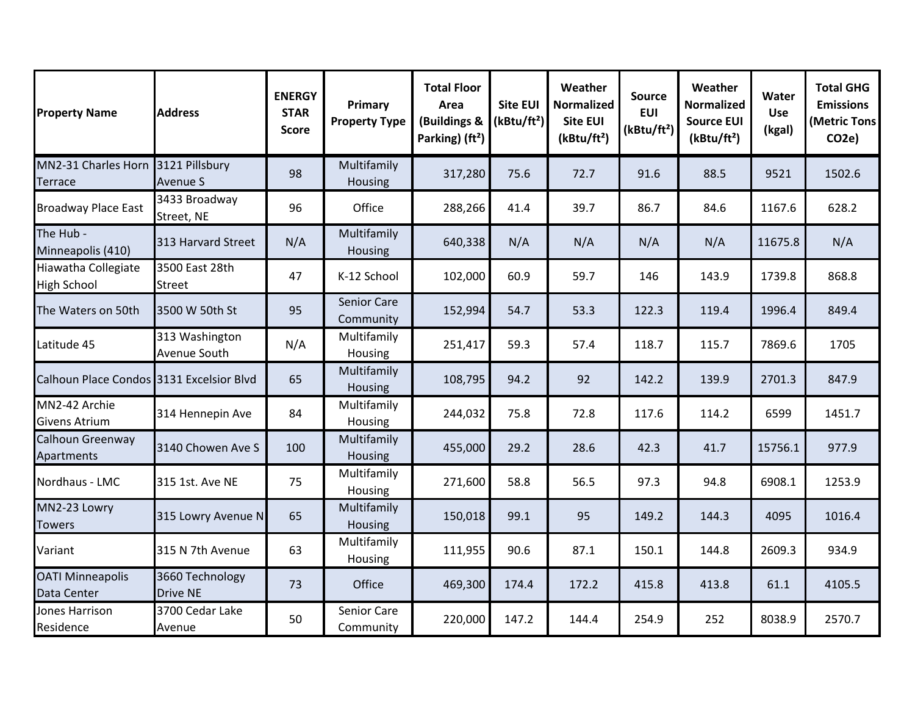| Property Name | Address | ENERGY STAR Score | Primary Property Type | Total Floor Area (Buildings & Parking) (ft²) | Site EUI (kBtu/ft²) | Weather Normalized Site EUI (kBtu/ft²) | Source EUI (kBtu/ft²) | Weather Normalized Source EUI (kBtu/ft²) | Water Use (kgal) | Total GHG Emissions (Metric Tons CO2e) |
|---|---|---|---|---|---|---|---|---|---|---|
| MN2-31 Charles Horn Terrace | 3121 Pillsbury Avenue S | 98 | Multifamily Housing | 317,280 | 75.6 | 72.7 | 91.6 | 88.5 | 9521 | 1502.6 |
| Broadway Place East | 3433 Broadway Street, NE | 96 | Office | 288,266 | 41.4 | 39.7 | 86.7 | 84.6 | 1167.6 | 628.2 |
| The Hub - Minneapolis (410) | 313 Harvard Street | N/A | Multifamily Housing | 640,338 | N/A | N/A | N/A | N/A | 11675.8 | N/A |
| Hiawatha Collegiate High School | 3500 East 28th Street | 47 | K-12 School | 102,000 | 60.9 | 59.7 | 146 | 143.9 | 1739.8 | 868.8 |
| The Waters on 50th | 3500 W 50th St | 95 | Senior Care Community | 152,994 | 54.7 | 53.3 | 122.3 | 119.4 | 1996.4 | 849.4 |
| Latitude 45 | 313 Washington Avenue South | N/A | Multifamily Housing | 251,417 | 59.3 | 57.4 | 118.7 | 115.7 | 7869.6 | 1705 |
| Calhoun Place Condos | 3131 Excelsior Blvd | 65 | Multifamily Housing | 108,795 | 94.2 | 92 | 142.2 | 139.9 | 2701.3 | 847.9 |
| MN2-42 Archie Givens Atrium | 314 Hennepin Ave | 84 | Multifamily Housing | 244,032 | 75.8 | 72.8 | 117.6 | 114.2 | 6599 | 1451.7 |
| Calhoun Greenway Apartments | 3140 Chowen Ave S | 100 | Multifamily Housing | 455,000 | 29.2 | 28.6 | 42.3 | 41.7 | 15756.1 | 977.9 |
| Nordhaus - LMC | 315 1st. Ave NE | 75 | Multifamily Housing | 271,600 | 58.8 | 56.5 | 97.3 | 94.8 | 6908.1 | 1253.9 |
| MN2-23 Lowry Towers | 315 Lowry Avenue N | 65 | Multifamily Housing | 150,018 | 99.1 | 95 | 149.2 | 144.3 | 4095 | 1016.4 |
| Variant | 315 N 7th Avenue | 63 | Multifamily Housing | 111,955 | 90.6 | 87.1 | 150.1 | 144.8 | 2609.3 | 934.9 |
| OATI Minneapolis Data Center | 3660 Technology Drive NE | 73 | Office | 469,300 | 174.4 | 172.2 | 415.8 | 413.8 | 61.1 | 4105.5 |
| Jones Harrison Residence | 3700 Cedar Lake Avenue | 50 | Senior Care Community | 220,000 | 147.2 | 144.4 | 254.9 | 252 | 8038.9 | 2570.7 |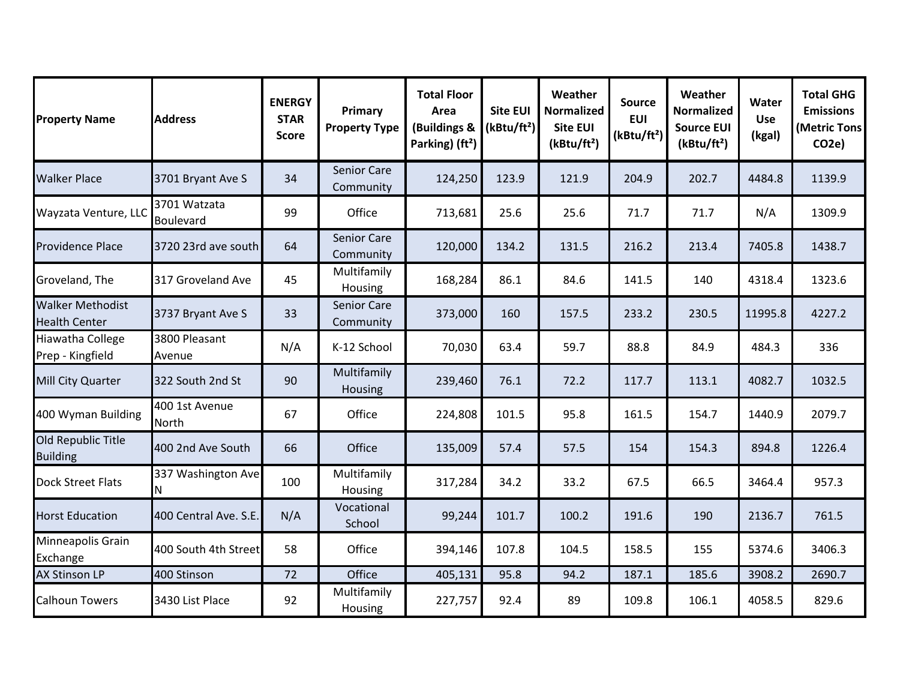| Property Name | Address | ENERGY STAR Score | Primary Property Type | Total Floor Area (Buildings & Parking) (ft²) | Site EUI (kBtu/ft²) | Weather Normalized Site EUI (kBtu/ft²) | Source EUI (kBtu/ft²) | Weather Normalized Source EUI (kBtu/ft²) | Water Use (kgal) | Total GHG Emissions (Metric Tons CO2e) |
|---|---|---|---|---|---|---|---|---|---|---|
| Walker Place | 3701 Bryant Ave S | 34 | Senior Care Community | 124,250 | 123.9 | 121.9 | 204.9 | 202.7 | 4484.8 | 1139.9 |
| Wayzata Venture, LLC | 3701 Watzata Boulevard | 99 | Office | 713,681 | 25.6 | 25.6 | 71.7 | 71.7 | N/A | 1309.9 |
| Providence Place | 3720 23rd ave south | 64 | Senior Care Community | 120,000 | 134.2 | 131.5 | 216.2 | 213.4 | 7405.8 | 1438.7 |
| Groveland, The | 317 Groveland Ave | 45 | Multifamily Housing | 168,284 | 86.1 | 84.6 | 141.5 | 140 | 4318.4 | 1323.6 |
| Walker Methodist Health Center | 3737 Bryant Ave S | 33 | Senior Care Community | 373,000 | 160 | 157.5 | 233.2 | 230.5 | 11995.8 | 4227.2 |
| Hiawatha College Prep - Kingfield | 3800 Pleasant Avenue | N/A | K-12 School | 70,030 | 63.4 | 59.7 | 88.8 | 84.9 | 484.3 | 336 |
| Mill City Quarter | 322 South 2nd St | 90 | Multifamily Housing | 239,460 | 76.1 | 72.2 | 117.7 | 113.1 | 4082.7 | 1032.5 |
| 400 Wyman Building | 400 1st Avenue North | 67 | Office | 224,808 | 101.5 | 95.8 | 161.5 | 154.7 | 1440.9 | 2079.7 |
| Old Republic Title Building | 400 2nd Ave South | 66 | Office | 135,009 | 57.4 | 57.5 | 154 | 154.3 | 894.8 | 1226.4 |
| Dock Street Flats | 337 Washington Ave N | 100 | Multifamily Housing | 317,284 | 34.2 | 33.2 | 67.5 | 66.5 | 3464.4 | 957.3 |
| Horst Education | 400 Central Ave. S.E. | N/A | Vocational School | 99,244 | 101.7 | 100.2 | 191.6 | 190 | 2136.7 | 761.5 |
| Minneapolis Grain Exchange | 400 South 4th Street | 58 | Office | 394,146 | 107.8 | 104.5 | 158.5 | 155 | 5374.6 | 3406.3 |
| AX Stinson LP | 400 Stinson | 72 | Office | 405,131 | 95.8 | 94.2 | 187.1 | 185.6 | 3908.2 | 2690.7 |
| Calhoun Towers | 3430 List Place | 92 | Multifamily Housing | 227,757 | 92.4 | 89 | 109.8 | 106.1 | 4058.5 | 829.6 |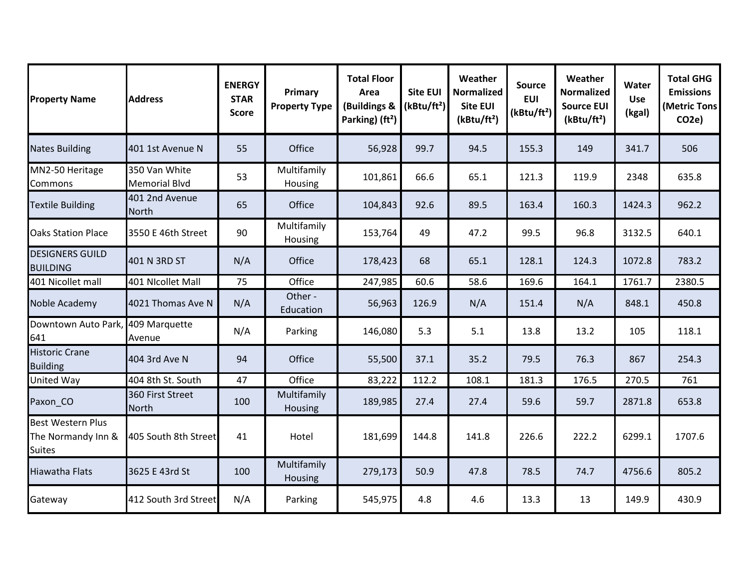| Property Name | Address | ENERGY STAR Score | Primary Property Type | Total Floor Area (Buildings & Parking) (ft²) | Site EUI (kBtu/ft²) | Weather Normalized Site EUI (kBtu/ft²) | Source EUI (kBtu/ft²) | Weather Normalized Source EUI (kBtu/ft²) | Water Use (kgal) | Total GHG Emissions (Metric Tons CO2e) |
|---|---|---|---|---|---|---|---|---|---|---|
| Nates Building | 401 1st Avenue N | 55 | Office | 56,928 | 99.7 | 94.5 | 155.3 | 149 | 341.7 | 506 |
| MN2-50 Heritage Commons | 350 Van White Memorial Blvd | 53 | Multifamily Housing | 101,861 | 66.6 | 65.1 | 121.3 | 119.9 | 2348 | 635.8 |
| Textile Building | 401 2nd Avenue North | 65 | Office | 104,843 | 92.6 | 89.5 | 163.4 | 160.3 | 1424.3 | 962.2 |
| Oaks Station Place | 3550 E 46th Street | 90 | Multifamily Housing | 153,764 | 49 | 47.2 | 99.5 | 96.8 | 3132.5 | 640.1 |
| DESIGNERS GUILD BUILDING | 401 N 3RD ST | N/A | Office | 178,423 | 68 | 65.1 | 128.1 | 124.3 | 1072.8 | 783.2 |
| 401 Nicollet mall | 401 NIcollet Mall | 75 | Office | 247,985 | 60.6 | 58.6 | 169.6 | 164.1 | 1761.7 | 2380.5 |
| Noble Academy | 4021 Thomas Ave N | N/A | Other - Education | 56,963 | 126.9 | N/A | 151.4 | N/A | 848.1 | 450.8 |
| Downtown Auto Park, 641 | 409 Marquette Avenue | N/A | Parking | 146,080 | 5.3 | 5.1 | 13.8 | 13.2 | 105 | 118.1 |
| Historic Crane Building | 404 3rd Ave N | 94 | Office | 55,500 | 37.1 | 35.2 | 79.5 | 76.3 | 867 | 254.3 |
| United Way | 404 8th St. South | 47 | Office | 83,222 | 112.2 | 108.1 | 181.3 | 176.5 | 270.5 | 761 |
| Paxon_CO | 360 First Street North | 100 | Multifamily Housing | 189,985 | 27.4 | 27.4 | 59.6 | 59.7 | 2871.8 | 653.8 |
| Best Western Plus The Normandy Inn & Suites | 405 South 8th Street | 41 | Hotel | 181,699 | 144.8 | 141.8 | 226.6 | 222.2 | 6299.1 | 1707.6 |
| Hiawatha Flats | 3625 E 43rd St | 100 | Multifamily Housing | 279,173 | 50.9 | 47.8 | 78.5 | 74.7 | 4756.6 | 805.2 |
| Gateway | 412 South 3rd Street | N/A | Parking | 545,975 | 4.8 | 4.6 | 13.3 | 13 | 149.9 | 430.9 |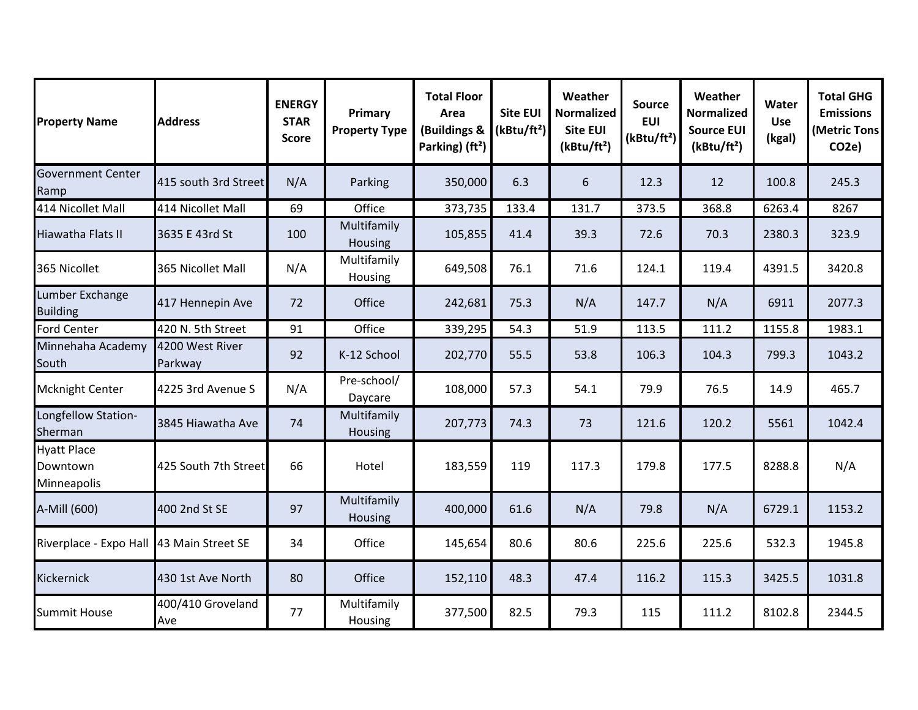| Property Name | Address | ENERGY STAR Score | Primary Property Type | Total Floor Area (Buildings & Parking) (ft²) | Site EUI (kBtu/ft²) | Weather Normalized Site EUI (kBtu/ft²) | Source EUI (kBtu/ft²) | Weather Normalized Source EUI (kBtu/ft²) | Water Use (kgal) | Total GHG Emissions (Metric Tons CO2e) |
|---|---|---|---|---|---|---|---|---|---|---|
| Government Center Ramp | 415 south 3rd Street | N/A | Parking | 350,000 | 6.3 | 6 | 12.3 | 12 | 100.8 | 245.3 |
| 414 Nicollet Mall | 414 Nicollet Mall | 69 | Office | 373,735 | 133.4 | 131.7 | 373.5 | 368.8 | 6263.4 | 8267 |
| Hiawatha Flats II | 3635 E 43rd St | 100 | Multifamily Housing | 105,855 | 41.4 | 39.3 | 72.6 | 70.3 | 2380.3 | 323.9 |
| 365 Nicollet | 365 Nicollet Mall | N/A | Multifamily Housing | 649,508 | 76.1 | 71.6 | 124.1 | 119.4 | 4391.5 | 3420.8 |
| Lumber Exchange Building | 417 Hennepin Ave | 72 | Office | 242,681 | 75.3 | N/A | 147.7 | N/A | 6911 | 2077.3 |
| Ford Center | 420 N. 5th Street | 91 | Office | 339,295 | 54.3 | 51.9 | 113.5 | 111.2 | 1155.8 | 1983.1 |
| Minnehaha Academy South | 4200 West River Parkway | 92 | K-12 School | 202,770 | 55.5 | 53.8 | 106.3 | 104.3 | 799.3 | 1043.2 |
| Mcknight Center | 4225 3rd Avenue S | N/A | Pre-school/ Daycare | 108,000 | 57.3 | 54.1 | 79.9 | 76.5 | 14.9 | 465.7 |
| Longfellow Station-Sherman | 3845 Hiawatha Ave | 74 | Multifamily Housing | 207,773 | 74.3 | 73 | 121.6 | 120.2 | 5561 | 1042.4 |
| Hyatt Place Downtown Minneapolis | 425 South 7th Street | 66 | Hotel | 183,559 | 119 | 117.3 | 179.8 | 177.5 | 8288.8 | N/A |
| A-Mill (600) | 400 2nd St SE | 97 | Multifamily Housing | 400,000 | 61.6 | N/A | 79.8 | N/A | 6729.1 | 1153.2 |
| Riverplace - Expo Hall | 43 Main Street SE | 34 | Office | 145,654 | 80.6 | 80.6 | 225.6 | 225.6 | 532.3 | 1945.8 |
| Kickernick | 430 1st Ave North | 80 | Office | 152,110 | 48.3 | 47.4 | 116.2 | 115.3 | 3425.5 | 1031.8 |
| Summit House | 400/410 Groveland Ave | 77 | Multifamily Housing | 377,500 | 82.5 | 79.3 | 115 | 111.2 | 8102.8 | 2344.5 |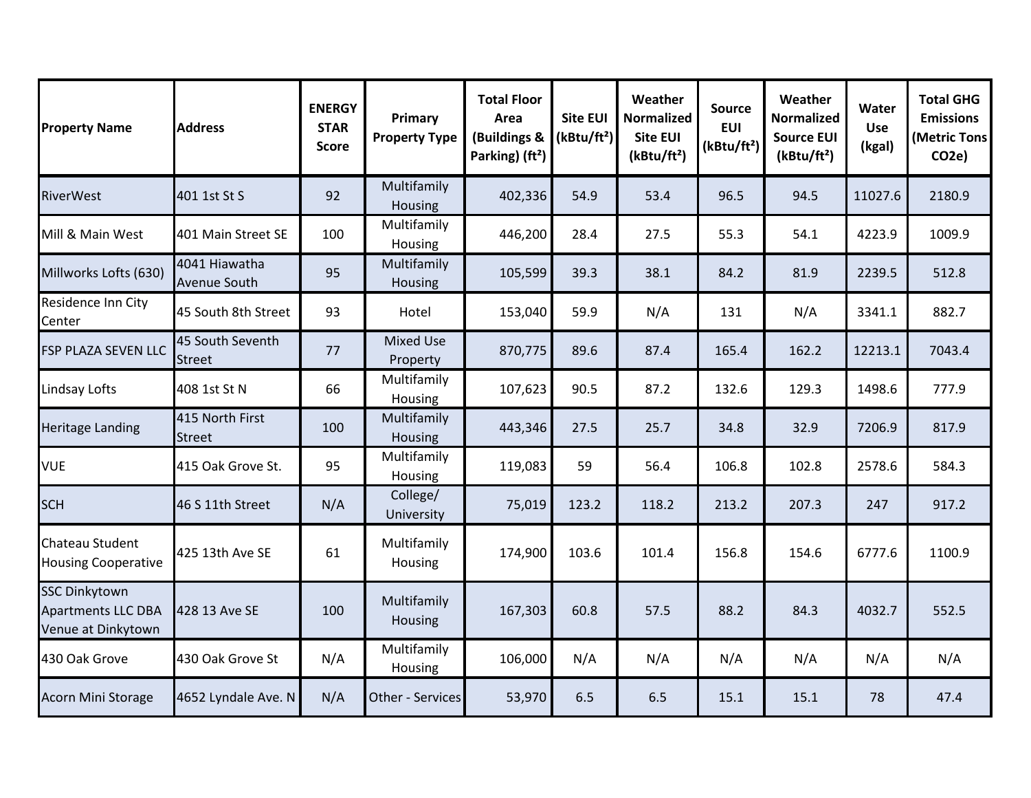| Property Name | Address | ENERGY STAR Score | Primary Property Type | Total Floor Area (Buildings & Parking) (ft²) | Site EUI (kBtu/ft²) | Weather Normalized Site EUI (kBtu/ft²) | Source EUI (kBtu/ft²) | Weather Normalized Source EUI (kBtu/ft²) | Water Use (kgal) | Total GHG Emissions (Metric Tons CO2e) |
|---|---|---|---|---|---|---|---|---|---|---|
| RiverWest | 401 1st St S | 92 | Multifamily Housing | 402,336 | 54.9 | 53.4 | 96.5 | 94.5 | 11027.6 | 2180.9 |
| Mill & Main West | 401 Main Street SE | 100 | Multifamily Housing | 446,200 | 28.4 | 27.5 | 55.3 | 54.1 | 4223.9 | 1009.9 |
| Millworks Lofts (630) | 4041 Hiawatha Avenue South | 95 | Multifamily Housing | 105,599 | 39.3 | 38.1 | 84.2 | 81.9 | 2239.5 | 512.8 |
| Residence Inn City Center | 45 South 8th Street | 93 | Hotel | 153,040 | 59.9 | N/A | 131 | N/A | 3341.1 | 882.7 |
| FSP PLAZA SEVEN LLC | 45 South Seventh Street | 77 | Mixed Use Property | 870,775 | 89.6 | 87.4 | 165.4 | 162.2 | 12213.1 | 7043.4 |
| Lindsay Lofts | 408 1st St N | 66 | Multifamily Housing | 107,623 | 90.5 | 87.2 | 132.6 | 129.3 | 1498.6 | 777.9 |
| Heritage Landing | 415 North First Street | 100 | Multifamily Housing | 443,346 | 27.5 | 25.7 | 34.8 | 32.9 | 7206.9 | 817.9 |
| VUE | 415 Oak Grove St. | 95 | Multifamily Housing | 119,083 | 59 | 56.4 | 106.8 | 102.8 | 2578.6 | 584.3 |
| SCH | 46 S 11th Street | N/A | College/ University | 75,019 | 123.2 | 118.2 | 213.2 | 207.3 | 247 | 917.2 |
| Chateau Student Housing Cooperative | 425 13th Ave SE | 61 | Multifamily Housing | 174,900 | 103.6 | 101.4 | 156.8 | 154.6 | 6777.6 | 1100.9 |
| SSC Dinkytown Apartments LLC DBA Venue at Dinkytown | 428 13 Ave SE | 100 | Multifamily Housing | 167,303 | 60.8 | 57.5 | 88.2 | 84.3 | 4032.7 | 552.5 |
| 430 Oak Grove | 430 Oak Grove St | N/A | Multifamily Housing | 106,000 | N/A | N/A | N/A | N/A | N/A | N/A |
| Acorn Mini Storage | 4652 Lyndale Ave. N | N/A | Other - Services | 53,970 | 6.5 | 6.5 | 15.1 | 15.1 | 78 | 47.4 |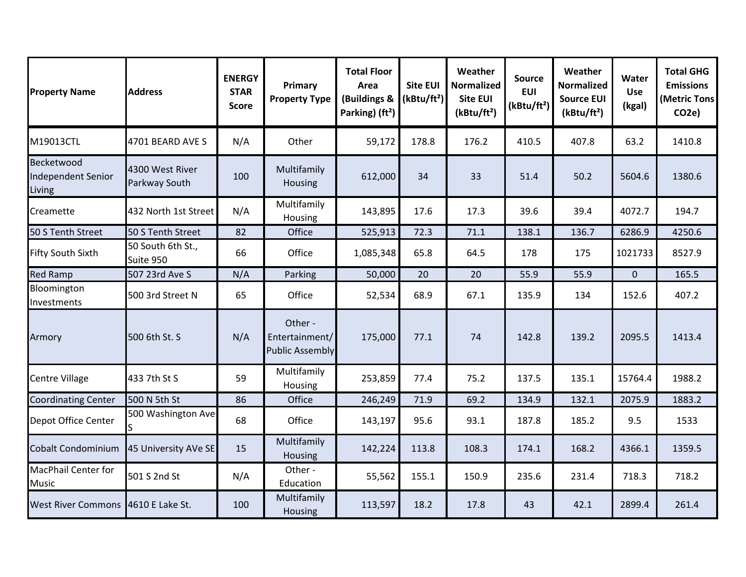| Property Name | Address | ENERGY STAR Score | Primary Property Type | Total Floor Area (Buildings & Parking) (ft²) | Site EUI (kBtu/ft²) | Weather Normalized Site EUI (kBtu/ft²) | Source EUI (kBtu/ft²) | Weather Normalized Source EUI (kBtu/ft²) | Water Use (kgal) | Total GHG Emissions (Metric Tons CO2e) |
|---|---|---|---|---|---|---|---|---|---|---|
| M19013CTL | 4701 BEARD AVE S | N/A | Other | 59,172 | 178.8 | 176.2 | 410.5 | 407.8 | 63.2 | 1410.8 |
| Becketwood Independent Senior Living | 4300 West River Parkway South | 100 | Multifamily Housing | 612,000 | 34 | 33 | 51.4 | 50.2 | 5604.6 | 1380.6 |
| Creamette | 432 North 1st Street | N/A | Multifamily Housing | 143,895 | 17.6 | 17.3 | 39.6 | 39.4 | 4072.7 | 194.7 |
| 50 S Tenth Street | 50 S Tenth Street | 82 | Office | 525,913 | 72.3 | 71.1 | 138.1 | 136.7 | 6286.9 | 4250.6 |
| Fifty South Sixth | 50 South 6th St., Suite 950 | 66 | Office | 1,085,348 | 65.8 | 64.5 | 178 | 175 | 1021733 | 8527.9 |
| Red Ramp | 507 23rd Ave S | N/A | Parking | 50,000 | 20 | 20 | 55.9 | 55.9 | 0 | 165.5 |
| Bloomington Investments | 500 3rd Street N | 65 | Office | 52,534 | 68.9 | 67.1 | 135.9 | 134 | 152.6 | 407.2 |
| Armory | 500 6th St. S | N/A | Other - Entertainment/ Public Assembly | 175,000 | 77.1 | 74 | 142.8 | 139.2 | 2095.5 | 1413.4 |
| Centre Village | 433 7th St S | 59 | Multifamily Housing | 253,859 | 77.4 | 75.2 | 137.5 | 135.1 | 15764.4 | 1988.2 |
| Coordinating Center | 500 N 5th St | 86 | Office | 246,249 | 71.9 | 69.2 | 134.9 | 132.1 | 2075.9 | 1883.2 |
| Depot Office Center | 500 Washington Ave S | 68 | Office | 143,197 | 95.6 | 93.1 | 187.8 | 185.2 | 9.5 | 1533 |
| Cobalt Condominium | 45 University AVe SE | 15 | Multifamily Housing | 142,224 | 113.8 | 108.3 | 174.1 | 168.2 | 4366.1 | 1359.5 |
| MacPhail Center for Music | 501 S 2nd St | N/A | Other - Education | 55,562 | 155.1 | 150.9 | 235.6 | 231.4 | 718.3 | 718.2 |
| West River Commons | 4610 E Lake St. | 100 | Multifamily Housing | 113,597 | 18.2 | 17.8 | 43 | 42.1 | 2899.4 | 261.4 |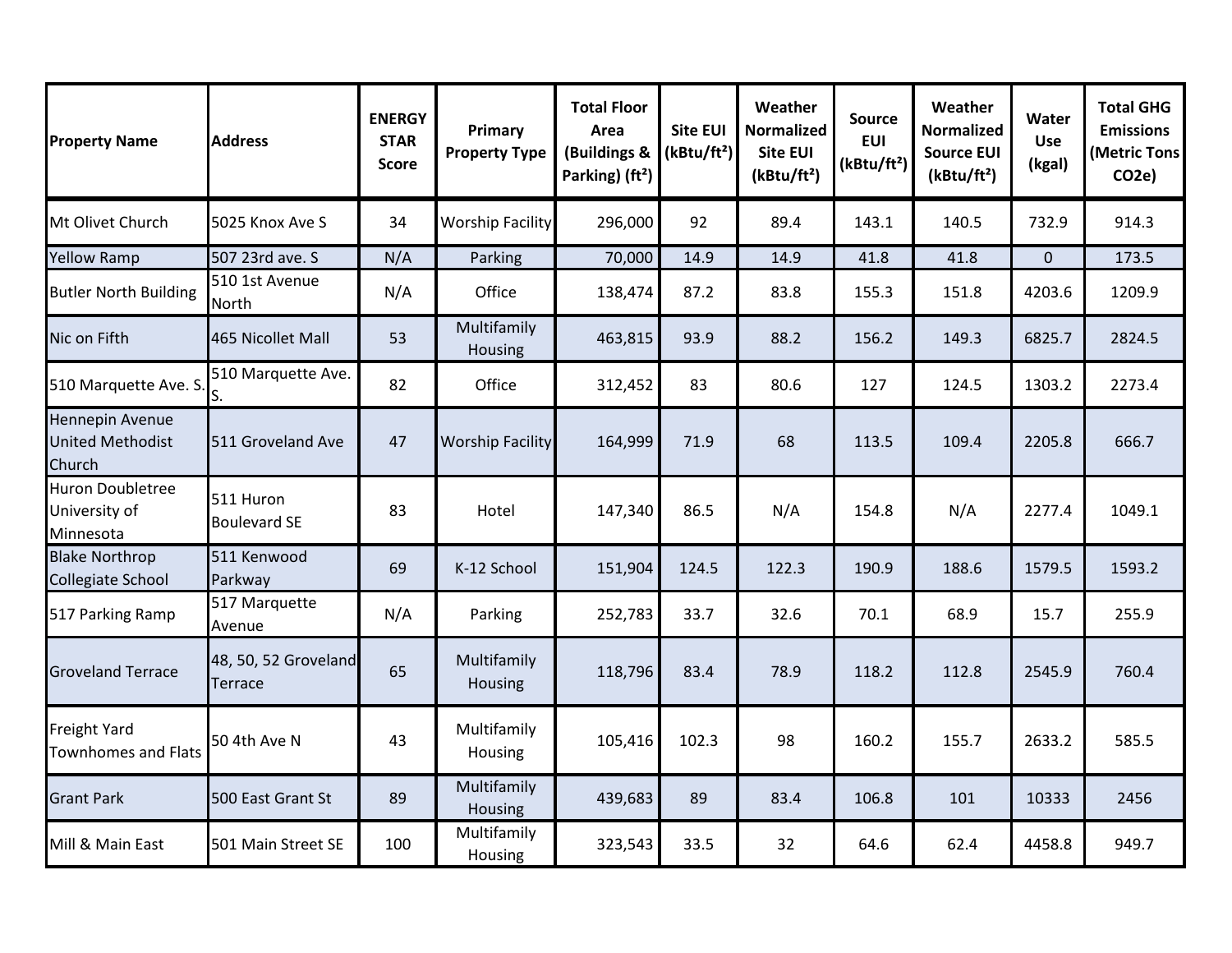| Property Name | Address | ENERGY STAR Score | Primary Property Type | Total Floor Area (Buildings & Parking) (ft²) | Site EUI (kBtu/ft²) | Weather Normalized Site EUI (kBtu/ft²) | Source EUI (kBtu/ft²) | Weather Normalized Source EUI (kBtu/ft²) | Water Use (kgal) | Total GHG Emissions (Metric Tons CO2e) |
|---|---|---|---|---|---|---|---|---|---|---|
| Mt Olivet Church | 5025 Knox Ave S | 34 | Worship Facility | 296,000 | 92 | 89.4 | 143.1 | 140.5 | 732.9 | 914.3 |
| Yellow Ramp | 507 23rd ave. S | N/A | Parking | 70,000 | 14.9 | 14.9 | 41.8 | 41.8 | 0 | 173.5 |
| Butler North Building | 510 1st Avenue North | N/A | Office | 138,474 | 87.2 | 83.8 | 155.3 | 151.8 | 4203.6 | 1209.9 |
| Nic on Fifth | 465 Nicollet Mall | 53 | Multifamily Housing | 463,815 | 93.9 | 88.2 | 156.2 | 149.3 | 6825.7 | 2824.5 |
| 510 Marquette Ave. S. | 510 Marquette Ave. S. | 82 | Office | 312,452 | 83 | 80.6 | 127 | 124.5 | 1303.2 | 2273.4 |
| Hennepin Avenue United Methodist Church | 511 Groveland Ave | 47 | Worship Facility | 164,999 | 71.9 | 68 | 113.5 | 109.4 | 2205.8 | 666.7 |
| Huron Doubletree University of Minnesota | 511 Huron Boulevard SE | 83 | Hotel | 147,340 | 86.5 | N/A | 154.8 | N/A | 2277.4 | 1049.1 |
| Blake Northrop Collegiate School | 511 Kenwood Parkway | 69 | K-12 School | 151,904 | 124.5 | 122.3 | 190.9 | 188.6 | 1579.5 | 1593.2 |
| 517 Parking Ramp | 517 Marquette Avenue | N/A | Parking | 252,783 | 33.7 | 32.6 | 70.1 | 68.9 | 15.7 | 255.9 |
| Groveland Terrace | 48, 50, 52 Groveland Terrace | 65 | Multifamily Housing | 118,796 | 83.4 | 78.9 | 118.2 | 112.8 | 2545.9 | 760.4 |
| Freight Yard Townhomes and Flats | 50 4th Ave N | 43 | Multifamily Housing | 105,416 | 102.3 | 98 | 160.2 | 155.7 | 2633.2 | 585.5 |
| Grant Park | 500 East Grant St | 89 | Multifamily Housing | 439,683 | 89 | 83.4 | 106.8 | 101 | 10333 | 2456 |
| Mill & Main East | 501 Main Street SE | 100 | Multifamily Housing | 323,543 | 33.5 | 32 | 64.6 | 62.4 | 4458.8 | 949.7 |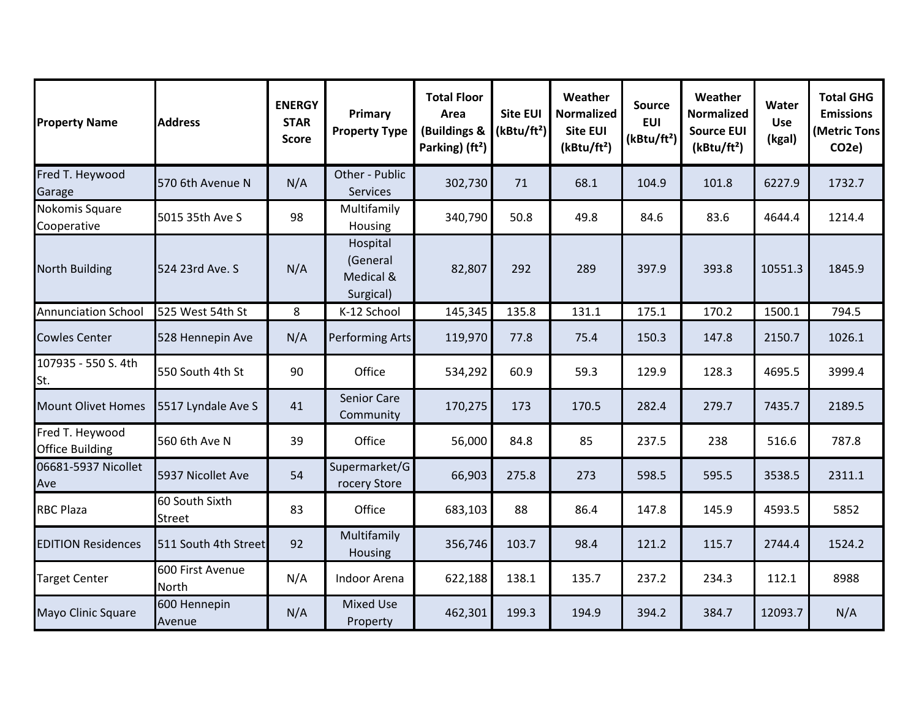| Property Name | Address | ENERGY STAR Score | Primary Property Type | Total Floor Area (Buildings & Parking) (ft²) | Site EUI (kBtu/ft²) | Weather Normalized Site EUI (kBtu/ft²) | Source EUI (kBtu/ft²) | Weather Normalized Source EUI (kBtu/ft²) | Water Use (kgal) | Total GHG Emissions (Metric Tons CO2e) |
|---|---|---|---|---|---|---|---|---|---|---|
| Fred T. Heywood Garage | 570 6th Avenue N | N/A | Other - Public Services | 302,730 | 71 | 68.1 | 104.9 | 101.8 | 6227.9 | 1732.7 |
| Nokomis Square Cooperative | 5015 35th Ave S | 98 | Multifamily Housing | 340,790 | 50.8 | 49.8 | 84.6 | 83.6 | 4644.4 | 1214.4 |
| North Building | 524 23rd Ave. S | N/A | Hospital (General Medical & Surgical) | 82,807 | 292 | 289 | 397.9 | 393.8 | 10551.3 | 1845.9 |
| Annunciation School | 525 West 54th St | 8 | K-12 School | 145,345 | 135.8 | 131.1 | 175.1 | 170.2 | 1500.1 | 794.5 |
| Cowles Center | 528 Hennepin Ave | N/A | Performing Arts | 119,970 | 77.8 | 75.4 | 150.3 | 147.8 | 2150.7 | 1026.1 |
| 107935 - 550 S. 4th St. | 550 South 4th St | 90 | Office | 534,292 | 60.9 | 59.3 | 129.9 | 128.3 | 4695.5 | 3999.4 |
| Mount Olivet Homes | 5517 Lyndale Ave S | 41 | Senior Care Community | 170,275 | 173 | 170.5 | 282.4 | 279.7 | 7435.7 | 2189.5 |
| Fred T. Heywood Office Building | 560 6th Ave N | 39 | Office | 56,000 | 84.8 | 85 | 237.5 | 238 | 516.6 | 787.8 |
| 06681-5937 Nicollet Ave | 5937 Nicollet Ave | 54 | Supermarket/Grocery Store | 66,903 | 275.8 | 273 | 598.5 | 595.5 | 3538.5 | 2311.1 |
| RBC Plaza | 60 South Sixth Street | 83 | Office | 683,103 | 88 | 86.4 | 147.8 | 145.9 | 4593.5 | 5852 |
| EDITION Residences | 511 South 4th Street | 92 | Multifamily Housing | 356,746 | 103.7 | 98.4 | 121.2 | 115.7 | 2744.4 | 1524.2 |
| Target Center | 600 First Avenue North | N/A | Indoor Arena | 622,188 | 138.1 | 135.7 | 237.2 | 234.3 | 112.1 | 8988 |
| Mayo Clinic Square | 600 Hennepin Avenue | N/A | Mixed Use Property | 462,301 | 199.3 | 194.9 | 394.2 | 384.7 | 12093.7 | N/A |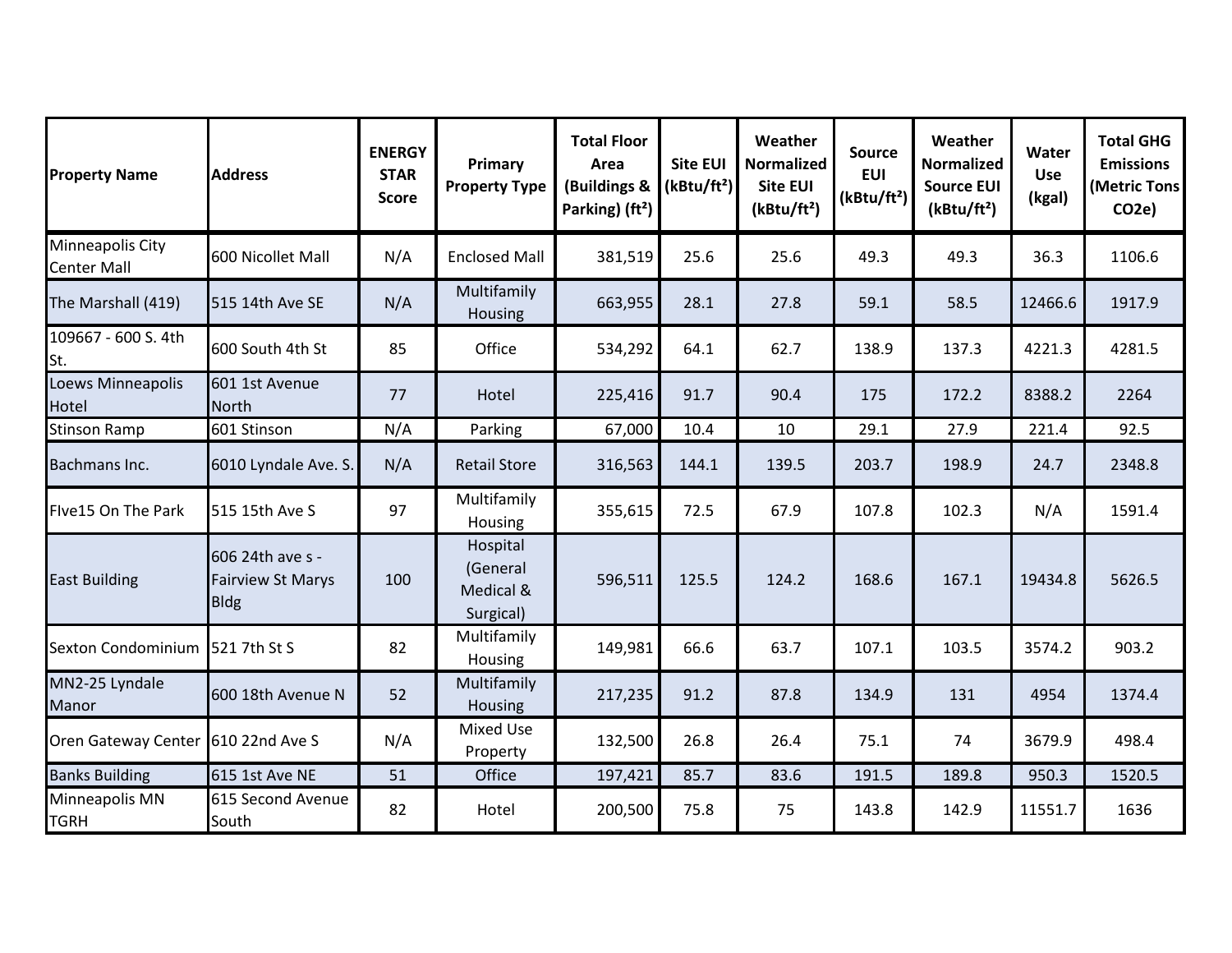| Property Name | Address | ENERGY STAR Score | Primary Property Type | Total Floor Area (Buildings & Parking) (ft²) | Site EUI (kBtu/ft²) | Weather Normalized Site EUI (kBtu/ft²) | Source EUI (kBtu/ft²) | Weather Normalized Source EUI (kBtu/ft²) | Water Use (kgal) | Total GHG Emissions (Metric Tons CO2e) |
|---|---|---|---|---|---|---|---|---|---|---|
| Minneapolis City Center Mall | 600 Nicollet Mall | N/A | Enclosed Mall | 381,519 | 25.6 | 25.6 | 49.3 | 49.3 | 36.3 | 1106.6 |
| The Marshall (419) | 515 14th Ave SE | N/A | Multifamily Housing | 663,955 | 28.1 | 27.8 | 59.1 | 58.5 | 12466.6 | 1917.9 |
| 109667 - 600 S. 4th St. | 600 South 4th St | 85 | Office | 534,292 | 64.1 | 62.7 | 138.9 | 137.3 | 4221.3 | 4281.5 |
| Loews Minneapolis Hotel | 601 1st Avenue North | 77 | Hotel | 225,416 | 91.7 | 90.4 | 175 | 172.2 | 8388.2 | 2264 |
| Stinson Ramp | 601 Stinson | N/A | Parking | 67,000 | 10.4 | 10 | 29.1 | 27.9 | 221.4 | 92.5 |
| Bachmans Inc. | 6010 Lyndale Ave. S. | N/A | Retail Store | 316,563 | 144.1 | 139.5 | 203.7 | 198.9 | 24.7 | 2348.8 |
| FIve15 On The Park | 515 15th Ave S | 97 | Multifamily Housing | 355,615 | 72.5 | 67.9 | 107.8 | 102.3 | N/A | 1591.4 |
| East Building | 606 24th ave s - Fairview St Marys Bldg | 100 | Hospital (General Medical & Surgical) | 596,511 | 125.5 | 124.2 | 168.6 | 167.1 | 19434.8 | 5626.5 |
| Sexton Condominium | 521 7th St S | 82 | Multifamily Housing | 149,981 | 66.6 | 63.7 | 107.1 | 103.5 | 3574.2 | 903.2 |
| MN2-25 Lyndale Manor | 600 18th Avenue N | 52 | Multifamily Housing | 217,235 | 91.2 | 87.8 | 134.9 | 131 | 4954 | 1374.4 |
| Oren Gateway Center | 610 22nd Ave S | N/A | Mixed Use Property | 132,500 | 26.8 | 26.4 | 75.1 | 74 | 3679.9 | 498.4 |
| Banks Building | 615 1st Ave NE | 51 | Office | 197,421 | 85.7 | 83.6 | 191.5 | 189.8 | 950.3 | 1520.5 |
| Minneapolis MN TGRH | 615 Second Avenue South | 82 | Hotel | 200,500 | 75.8 | 75 | 143.8 | 142.9 | 11551.7 | 1636 |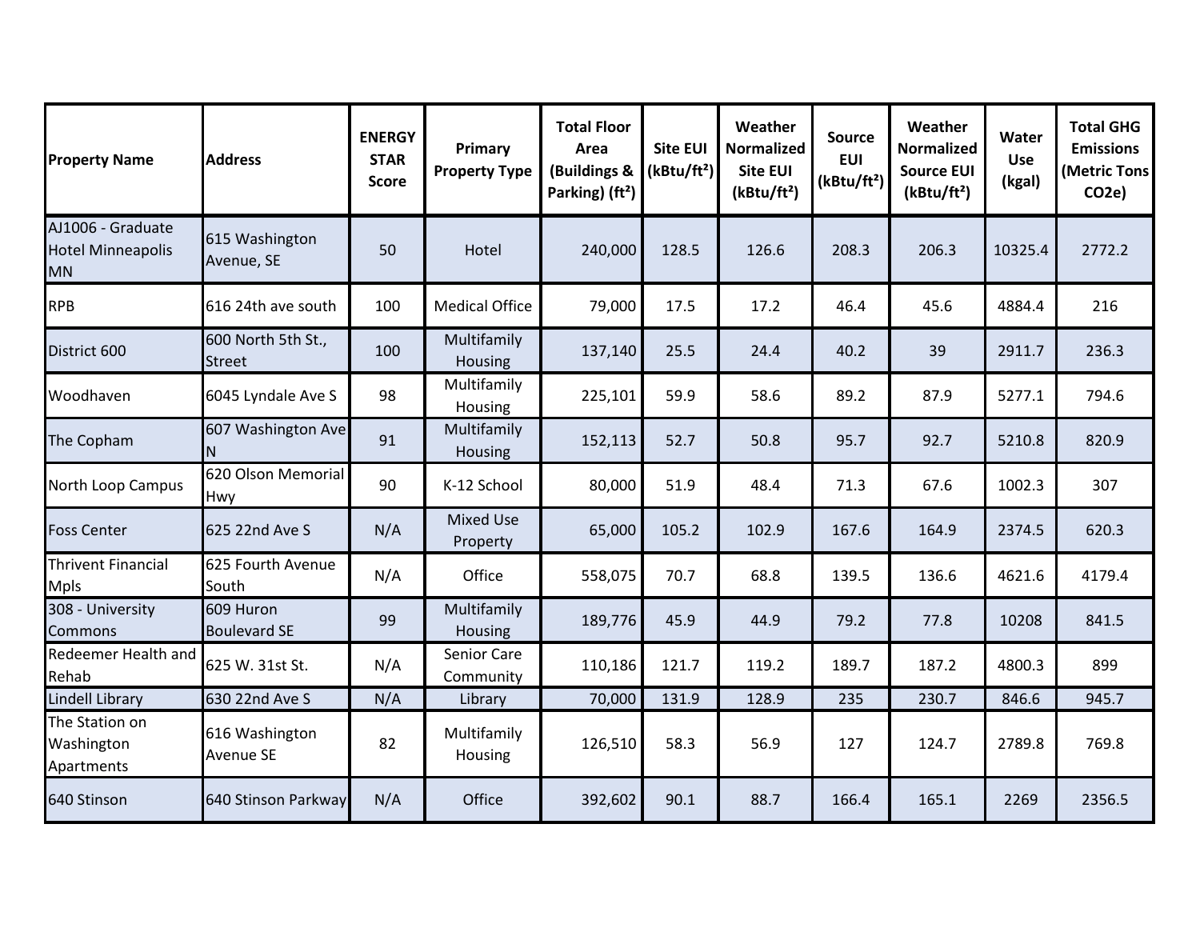| Property Name | Address | ENERGY STAR Score | Primary Property Type | Total Floor Area (Buildings & Parking) (ft²) | Site EUI (kBtu/ft²) | Weather Normalized Site EUI (kBtu/ft²) | Source EUI (kBtu/ft²) | Weather Normalized Source EUI (kBtu/ft²) | Water Use (kgal) | Total GHG Emissions (Metric Tons CO2e) |
|---|---|---|---|---|---|---|---|---|---|---|
| AJ1006 - Graduate Hotel Minneapolis MN | 615 Washington Avenue, SE | 50 | Hotel | 240,000 | 128.5 | 126.6 | 208.3 | 206.3 | 10325.4 | 2772.2 |
| RPB | 616 24th ave south | 100 | Medical Office | 79,000 | 17.5 | 17.2 | 46.4 | 45.6 | 4884.4 | 216 |
| District 600 | 600 North 5th St., Street | 100 | Multifamily Housing | 137,140 | 25.5 | 24.4 | 40.2 | 39 | 2911.7 | 236.3 |
| Woodhaven | 6045 Lyndale Ave S | 98 | Multifamily Housing | 225,101 | 59.9 | 58.6 | 89.2 | 87.9 | 5277.1 | 794.6 |
| The Copham | 607 Washington Ave N | 91 | Multifamily Housing | 152,113 | 52.7 | 50.8 | 95.7 | 92.7 | 5210.8 | 820.9 |
| North Loop Campus | 620 Olson Memorial Hwy | 90 | K-12 School | 80,000 | 51.9 | 48.4 | 71.3 | 67.6 | 1002.3 | 307 |
| Foss Center | 625 22nd Ave S | N/A | Mixed Use Property | 65,000 | 105.2 | 102.9 | 167.6 | 164.9 | 2374.5 | 620.3 |
| Thrivent Financial Mpls | 625 Fourth Avenue South | N/A | Office | 558,075 | 70.7 | 68.8 | 139.5 | 136.6 | 4621.6 | 4179.4 |
| 308 - University Commons | 609 Huron Boulevard SE | 99 | Multifamily Housing | 189,776 | 45.9 | 44.9 | 79.2 | 77.8 | 10208 | 841.5 |
| Redeemer Health and Rehab | 625 W. 31st St. | N/A | Senior Care Community | 110,186 | 121.7 | 119.2 | 189.7 | 187.2 | 4800.3 | 899 |
| Lindell Library | 630 22nd Ave S | N/A | Library | 70,000 | 131.9 | 128.9 | 235 | 230.7 | 846.6 | 945.7 |
| The Station on Washington Apartments | 616 Washington Avenue SE | 82 | Multifamily Housing | 126,510 | 58.3 | 56.9 | 127 | 124.7 | 2789.8 | 769.8 |
| 640 Stinson | 640 Stinson Parkway | N/A | Office | 392,602 | 90.1 | 88.7 | 166.4 | 165.1 | 2269 | 2356.5 |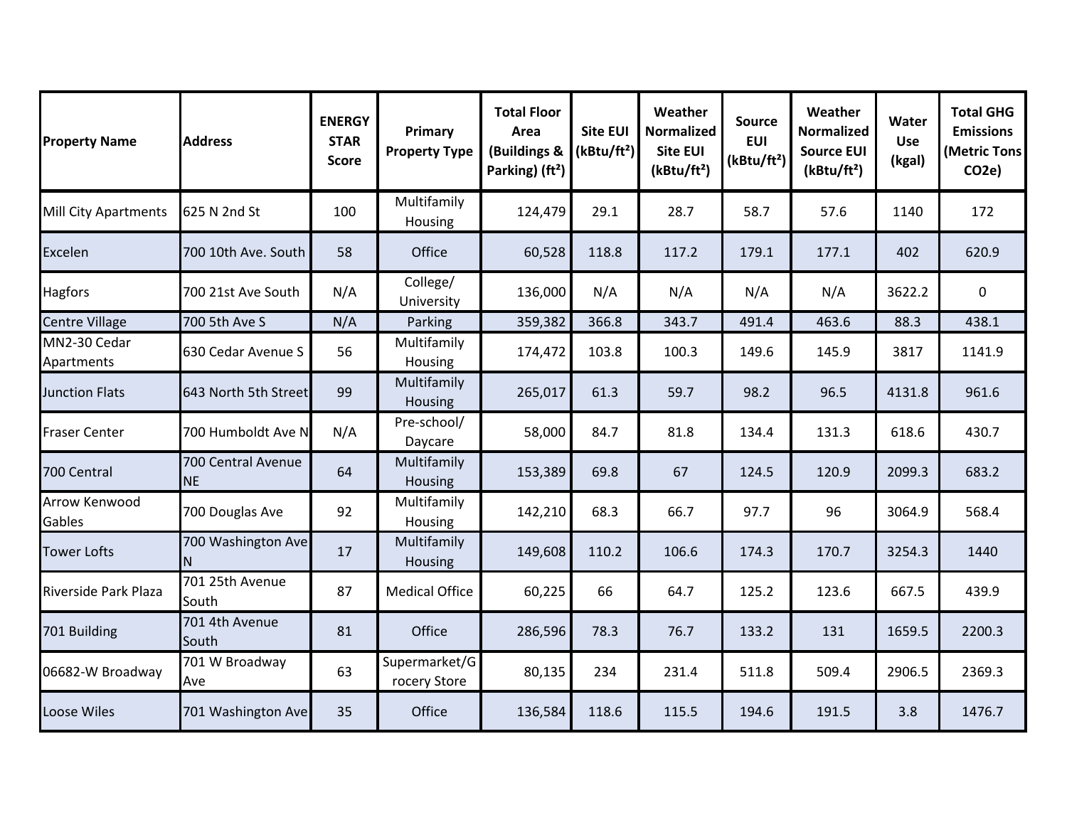| Property Name | Address | ENERGY STAR Score | Primary Property Type | Total Floor Area (Buildings & Parking) (ft²) | Site EUI (kBtu/ft²) | Weather Normalized Site EUI (kBtu/ft²) | Source EUI (kBtu/ft²) | Weather Normalized Source EUI (kBtu/ft²) | Water Use (kgal) | Total GHG Emissions (Metric Tons CO2e) |
|---|---|---|---|---|---|---|---|---|---|---|
| Mill City Apartments | 625 N 2nd St | 100 | Multifamily Housing | 124,479 | 29.1 | 28.7 | 58.7 | 57.6 | 1140 | 172 |
| Excelen | 700 10th Ave. South | 58 | Office | 60,528 | 118.8 | 117.2 | 179.1 | 177.1 | 402 | 620.9 |
| Hagfors | 700 21st Ave South | N/A | College/ University | 136,000 | N/A | N/A | N/A | N/A | 3622.2 | 0 |
| Centre Village | 700 5th Ave S | N/A | Parking | 359,382 | 366.8 | 343.7 | 491.4 | 463.6 | 88.3 | 438.1 |
| MN2-30 Cedar Apartments | 630 Cedar Avenue S | 56 | Multifamily Housing | 174,472 | 103.8 | 100.3 | 149.6 | 145.9 | 3817 | 1141.9 |
| Junction Flats | 643 North 5th Street | 99 | Multifamily Housing | 265,017 | 61.3 | 59.7 | 98.2 | 96.5 | 4131.8 | 961.6 |
| Fraser Center | 700 Humboldt Ave N | N/A | Pre-school/ Daycare | 58,000 | 84.7 | 81.8 | 134.4 | 131.3 | 618.6 | 430.7 |
| 700 Central | 700 Central Avenue NE | 64 | Multifamily Housing | 153,389 | 69.8 | 67 | 124.5 | 120.9 | 2099.3 | 683.2 |
| Arrow Kenwood Gables | 700 Douglas Ave | 92 | Multifamily Housing | 142,210 | 68.3 | 66.7 | 97.7 | 96 | 3064.9 | 568.4 |
| Tower Lofts | 700 Washington Ave N | 17 | Multifamily Housing | 149,608 | 110.2 | 106.6 | 174.3 | 170.7 | 3254.3 | 1440 |
| Riverside Park Plaza | 701 25th Avenue South | 87 | Medical Office | 60,225 | 66 | 64.7 | 125.2 | 123.6 | 667.5 | 439.9 |
| 701 Building | 701 4th Avenue South | 81 | Office | 286,596 | 78.3 | 76.7 | 133.2 | 131 | 1659.5 | 2200.3 |
| 06682-W Broadway | 701 W Broadway Ave | 63 | Supermarket/Grocery Store | 80,135 | 234 | 231.4 | 511.8 | 509.4 | 2906.5 | 2369.3 |
| Loose Wiles | 701 Washington Ave | 35 | Office | 136,584 | 118.6 | 115.5 | 194.6 | 191.5 | 3.8 | 1476.7 |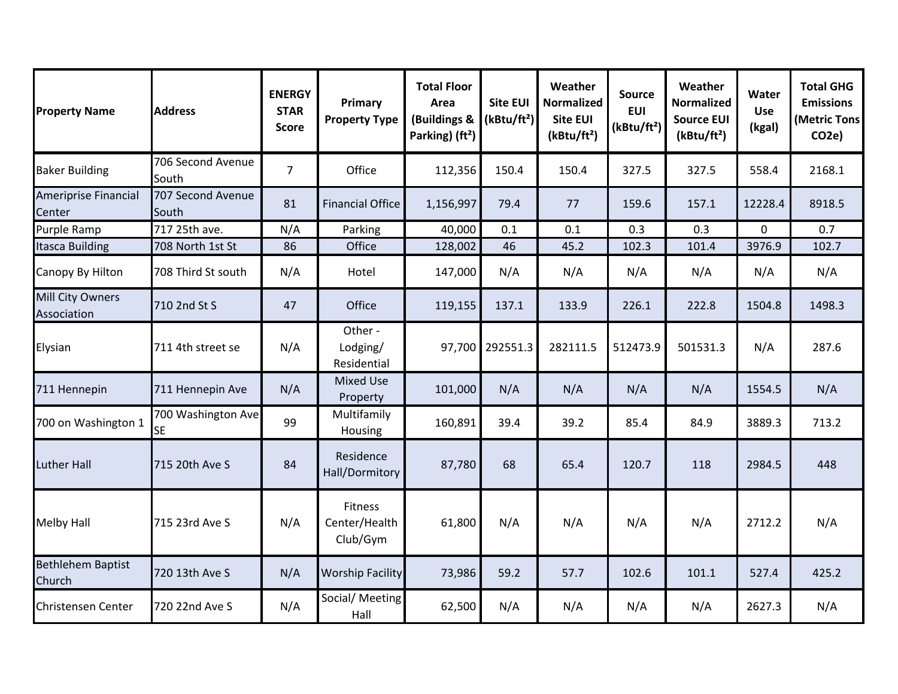| Property Name | Address | ENERGY STAR Score | Primary Property Type | Total Floor Area (Buildings & Parking) (ft²) | Site EUI (kBtu/ft²) | Weather Normalized Site EUI (kBtu/ft²) | Source EUI (kBtu/ft²) | Weather Normalized Source EUI (kBtu/ft²) | Water Use (kgal) | Total GHG Emissions (Metric Tons CO2e) |
|---|---|---|---|---|---|---|---|---|---|---|
| Baker Building | 706 Second Avenue South | 7 | Office | 112,356 | 150.4 | 150.4 | 327.5 | 327.5 | 558.4 | 2168.1 |
| Ameriprise Financial Center | 707 Second Avenue South | 81 | Financial Office | 1,156,997 | 79.4 | 77 | 159.6 | 157.1 | 12228.4 | 8918.5 |
| Purple Ramp | 717 25th ave. | N/A | Parking | 40,000 | 0.1 | 0.1 | 0.3 | 0.3 | 0 | 0.7 |
| Itasca Building | 708 North 1st St | 86 | Office | 128,002 | 46 | 45.2 | 102.3 | 101.4 | 3976.9 | 102.7 |
| Canopy By Hilton | 708 Third St south | N/A | Hotel | 147,000 | N/A | N/A | N/A | N/A | N/A | N/A |
| Mill City Owners Association | 710 2nd St S | 47 | Office | 119,155 | 137.1 | 133.9 | 226.1 | 222.8 | 1504.8 | 1498.3 |
| Elysian | 711 4th street se | N/A | Other - Lodging/ Residential | 97,700 | 292551.3 | 282111.5 | 512473.9 | 501531.3 | N/A | 287.6 |
| 711 Hennepin | 711 Hennepin Ave | N/A | Mixed Use Property | 101,000 | N/A | N/A | N/A | N/A | 1554.5 | N/A |
| 700 on Washington 1 | 700 Washington Ave SE | 99 | Multifamily Housing | 160,891 | 39.4 | 39.2 | 85.4 | 84.9 | 3889.3 | 713.2 |
| Luther Hall | 715 20th Ave S | 84 | Residence Hall/Dormitory | 87,780 | 68 | 65.4 | 120.7 | 118 | 2984.5 | 448 |
| Melby Hall | 715 23rd Ave S | N/A | Fitness Center/Health Club/Gym | 61,800 | N/A | N/A | N/A | N/A | 2712.2 | N/A |
| Bethlehem Baptist Church | 720 13th Ave S | N/A | Worship Facility | 73,986 | 59.2 | 57.7 | 102.6 | 101.1 | 527.4 | 425.2 |
| Christensen Center | 720 22nd Ave S | N/A | Social/ Meeting Hall | 62,500 | N/A | N/A | N/A | N/A | 2627.3 | N/A |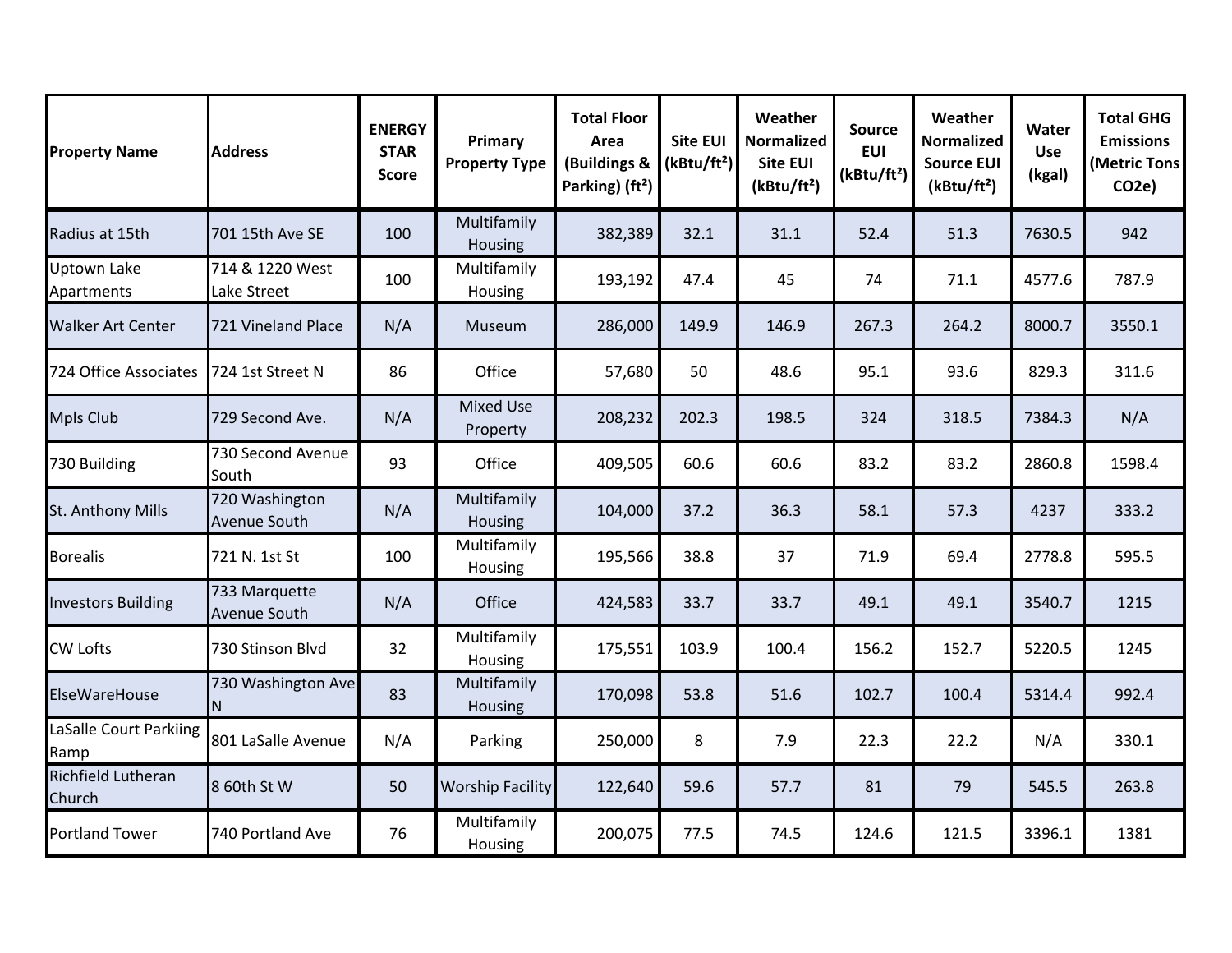| Property Name | Address | ENERGY STAR Score | Primary Property Type | Total Floor Area (Buildings & Parking) (ft²) | Site EUI (kBtu/ft²) | Weather Normalized Site EUI (kBtu/ft²) | Source EUI (kBtu/ft²) | Weather Normalized Source EUI (kBtu/ft²) | Water Use (kgal) | Total GHG Emissions (Metric Tons CO2e) |
|---|---|---|---|---|---|---|---|---|---|---|
| Radius at 15th | 701 15th Ave SE | 100 | Multifamily Housing | 382,389 | 32.1 | 31.1 | 52.4 | 51.3 | 7630.5 | 942 |
| Uptown Lake Apartments | 714 & 1220 West Lake Street | 100 | Multifamily Housing | 193,192 | 47.4 | 45 | 74 | 71.1 | 4577.6 | 787.9 |
| Walker Art Center | 721 Vineland Place | N/A | Museum | 286,000 | 149.9 | 146.9 | 267.3 | 264.2 | 8000.7 | 3550.1 |
| 724 Office Associates | 724 1st Street N | 86 | Office | 57,680 | 50 | 48.6 | 95.1 | 93.6 | 829.3 | 311.6 |
| Mpls Club | 729 Second Ave. | N/A | Mixed Use Property | 208,232 | 202.3 | 198.5 | 324 | 318.5 | 7384.3 | N/A |
| 730 Building | 730 Second Avenue South | 93 | Office | 409,505 | 60.6 | 60.6 | 83.2 | 83.2 | 2860.8 | 1598.4 |
| St. Anthony Mills | 720 Washington Avenue South | N/A | Multifamily Housing | 104,000 | 37.2 | 36.3 | 58.1 | 57.3 | 4237 | 333.2 |
| Borealis | 721 N. 1st St | 100 | Multifamily Housing | 195,566 | 38.8 | 37 | 71.9 | 69.4 | 2778.8 | 595.5 |
| Investors Building | 733 Marquette Avenue South | N/A | Office | 424,583 | 33.7 | 33.7 | 49.1 | 49.1 | 3540.7 | 1215 |
| CW Lofts | 730 Stinson Blvd | 32 | Multifamily Housing | 175,551 | 103.9 | 100.4 | 156.2 | 152.7 | 5220.5 | 1245 |
| ElseWareHouse | 730 Washington Ave N | 83 | Multifamily Housing | 170,098 | 53.8 | 51.6 | 102.7 | 100.4 | 5314.4 | 992.4 |
| LaSalle Court Parkiing Ramp | 801 LaSalle Avenue | N/A | Parking | 250,000 | 8 | 7.9 | 22.3 | 22.2 | N/A | 330.1 |
| Richfield Lutheran Church | 8 60th St W | 50 | Worship Facility | 122,640 | 59.6 | 57.7 | 81 | 79 | 545.5 | 263.8 |
| Portland Tower | 740 Portland Ave | 76 | Multifamily Housing | 200,075 | 77.5 | 74.5 | 124.6 | 121.5 | 3396.1 | 1381 |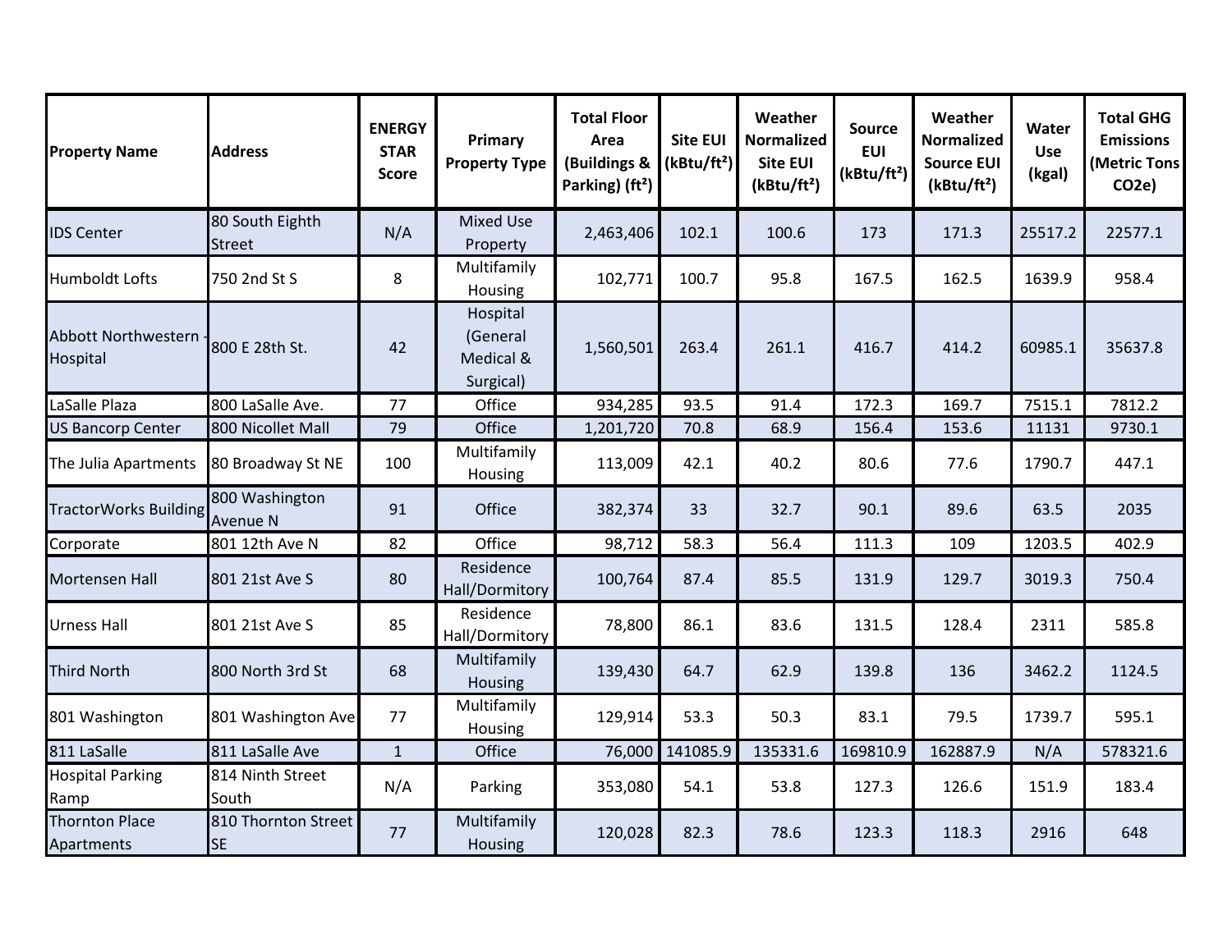| Property Name | Address | ENERGY STAR Score | Primary Property Type | Total Floor Area (Buildings & Parking) (ft²) | Site EUI (kBtu/ft²) | Weather Normalized Site EUI (kBtu/ft²) | Source EUI (kBtu/ft²) | Weather Normalized Source EUI (kBtu/ft²) | Water Use (kgal) | Total GHG Emissions (Metric Tons CO2e) |
|---|---|---|---|---|---|---|---|---|---|---|
| IDS Center | 80 South Eighth Street | N/A | Mixed Use Property | 2,463,406 | 102.1 | 100.6 | 173 | 171.3 | 25517.2 | 22577.1 |
| Humboldt Lofts | 750 2nd St S | 8 | Multifamily Housing | 102,771 | 100.7 | 95.8 | 167.5 | 162.5 | 1639.9 | 958.4 |
| Abbott Northwestern - Hospital | 800 E 28th St. | 42 | Hospital (General Medical & Surgical) | 1,560,501 | 263.4 | 261.1 | 416.7 | 414.2 | 60985.1 | 35637.8 |
| LaSalle Plaza | 800 LaSalle Ave. | 77 | Office | 934,285 | 93.5 | 91.4 | 172.3 | 169.7 | 7515.1 | 7812.2 |
| US Bancorp Center | 800 Nicollet Mall | 79 | Office | 1,201,720 | 70.8 | 68.9 | 156.4 | 153.6 | 11131 | 9730.1 |
| The Julia Apartments | 80 Broadway St NE | 100 | Multifamily Housing | 113,009 | 42.1 | 40.2 | 80.6 | 77.6 | 1790.7 | 447.1 |
| TractorWorks Building | 800 Washington Avenue N | 91 | Office | 382,374 | 33 | 32.7 | 90.1 | 89.6 | 63.5 | 2035 |
| Corporate | 801 12th Ave N | 82 | Office | 98,712 | 58.3 | 56.4 | 111.3 | 109 | 1203.5 | 402.9 |
| Mortensen Hall | 801 21st Ave S | 80 | Residence Hall/Dormitory | 100,764 | 87.4 | 85.5 | 131.9 | 129.7 | 3019.3 | 750.4 |
| Urness Hall | 801 21st Ave S | 85 | Residence Hall/Dormitory | 78,800 | 86.1 | 83.6 | 131.5 | 128.4 | 2311 | 585.8 |
| Third North | 800 North 3rd St | 68 | Multifamily Housing | 139,430 | 64.7 | 62.9 | 139.8 | 136 | 3462.2 | 1124.5 |
| 801 Washington | 801 Washington Ave | 77 | Multifamily Housing | 129,914 | 53.3 | 50.3 | 83.1 | 79.5 | 1739.7 | 595.1 |
| 811 LaSalle | 811 LaSalle Ave | 1 | Office | 76,000 | 141085.9 | 135331.6 | 169810.9 | 162887.9 | N/A | 578321.6 |
| Hospital Parking Ramp | 814 Ninth Street South | N/A | Parking | 353,080 | 54.1 | 53.8 | 127.3 | 126.6 | 151.9 | 183.4 |
| Thornton Place Apartments | 810 Thornton Street SE | 77 | Multifamily Housing | 120,028 | 82.3 | 78.6 | 123.3 | 118.3 | 2916 | 648 |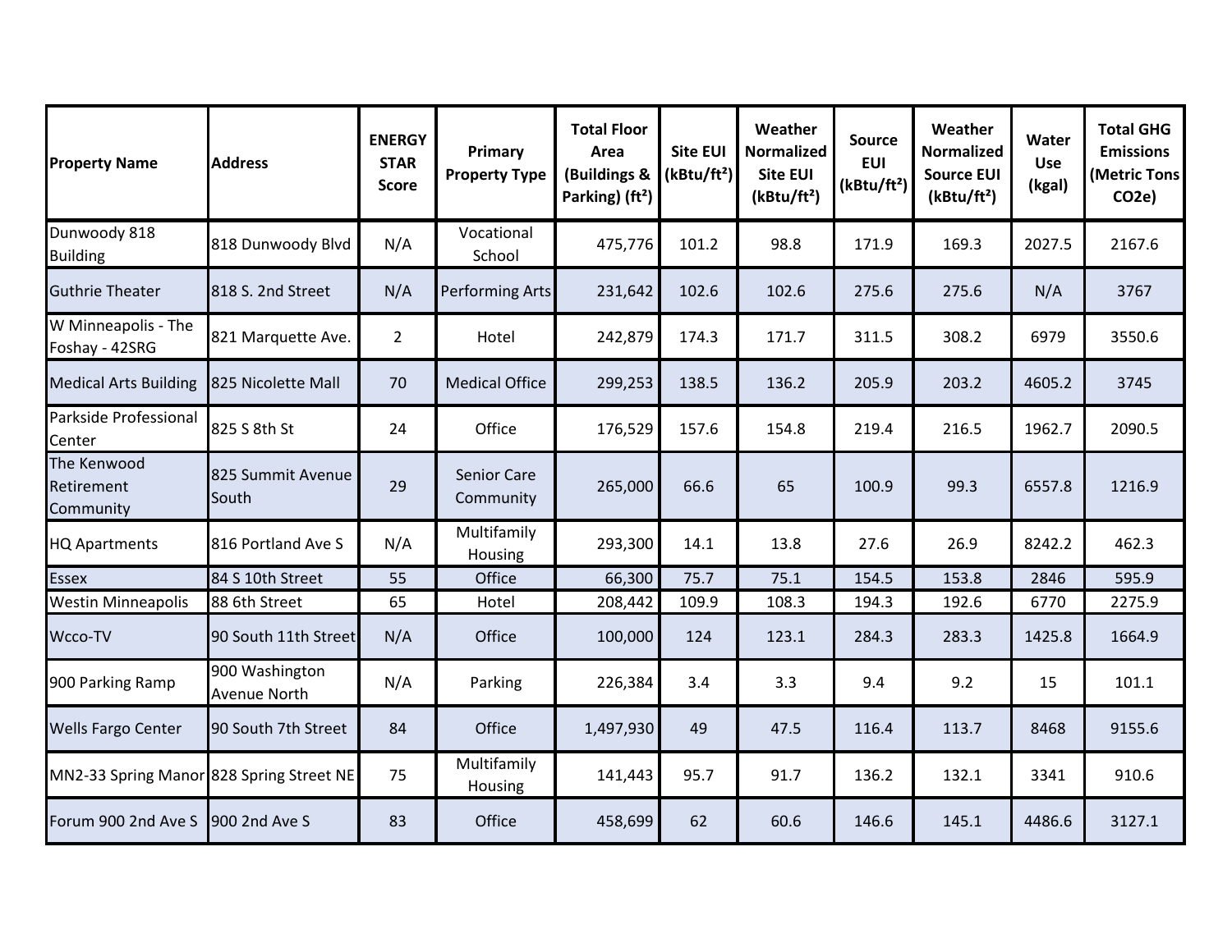| Property Name | Address | ENERGY STAR Score | Primary Property Type | Total Floor Area (Buildings & Parking) (ft²) | Site EUI (kBtu/ft²) | Weather Normalized Site EUI (kBtu/ft²) | Source EUI (kBtu/ft²) | Weather Normalized Source EUI (kBtu/ft²) | Water Use (kgal) | Total GHG Emissions (Metric Tons CO2e) |
|---|---|---|---|---|---|---|---|---|---|---|
| Dunwoody 818 Building | 818 Dunwoody Blvd | N/A | Vocational School | 475,776 | 101.2 | 98.8 | 171.9 | 169.3 | 2027.5 | 2167.6 |
| Guthrie Theater | 818 S. 2nd Street | N/A | Performing Arts | 231,642 | 102.6 | 102.6 | 275.6 | 275.6 | N/A | 3767 |
| W Minneapolis - The Foshay - 42SRG | 821 Marquette Ave. | 2 | Hotel | 242,879 | 174.3 | 171.7 | 311.5 | 308.2 | 6979 | 3550.6 |
| Medical Arts Building | 825 Nicolette Mall | 70 | Medical Office | 299,253 | 138.5 | 136.2 | 205.9 | 203.2 | 4605.2 | 3745 |
| Parkside Professional Center | 825 S 8th St | 24 | Office | 176,529 | 157.6 | 154.8 | 219.4 | 216.5 | 1962.7 | 2090.5 |
| The Kenwood Retirement Community | 825 Summit Avenue South | 29 | Senior Care Community | 265,000 | 66.6 | 65 | 100.9 | 99.3 | 6557.8 | 1216.9 |
| HQ Apartments | 816 Portland Ave S | N/A | Multifamily Housing | 293,300 | 14.1 | 13.8 | 27.6 | 26.9 | 8242.2 | 462.3 |
| Essex | 84 S 10th Street | 55 | Office | 66,300 | 75.7 | 75.1 | 154.5 | 153.8 | 2846 | 595.9 |
| Westin Minneapolis | 88 6th Street | 65 | Hotel | 208,442 | 109.9 | 108.3 | 194.3 | 192.6 | 6770 | 2275.9 |
| Wcco-TV | 90 South 11th Street | N/A | Office | 100,000 | 124 | 123.1 | 284.3 | 283.3 | 1425.8 | 1664.9 |
| 900 Parking Ramp | 900 Washington Avenue North | N/A | Parking | 226,384 | 3.4 | 3.3 | 9.4 | 9.2 | 15 | 101.1 |
| Wells Fargo Center | 90 South 7th Street | 84 | Office | 1,497,930 | 49 | 47.5 | 116.4 | 113.7 | 8468 | 9155.6 |
| MN2-33 Spring Manor | 828 Spring Street NE | 75 | Multifamily Housing | 141,443 | 95.7 | 91.7 | 136.2 | 132.1 | 3341 | 910.6 |
| Forum 900 2nd Ave S | 900 2nd Ave S | 83 | Office | 458,699 | 62 | 60.6 | 146.6 | 145.1 | 4486.6 | 3127.1 |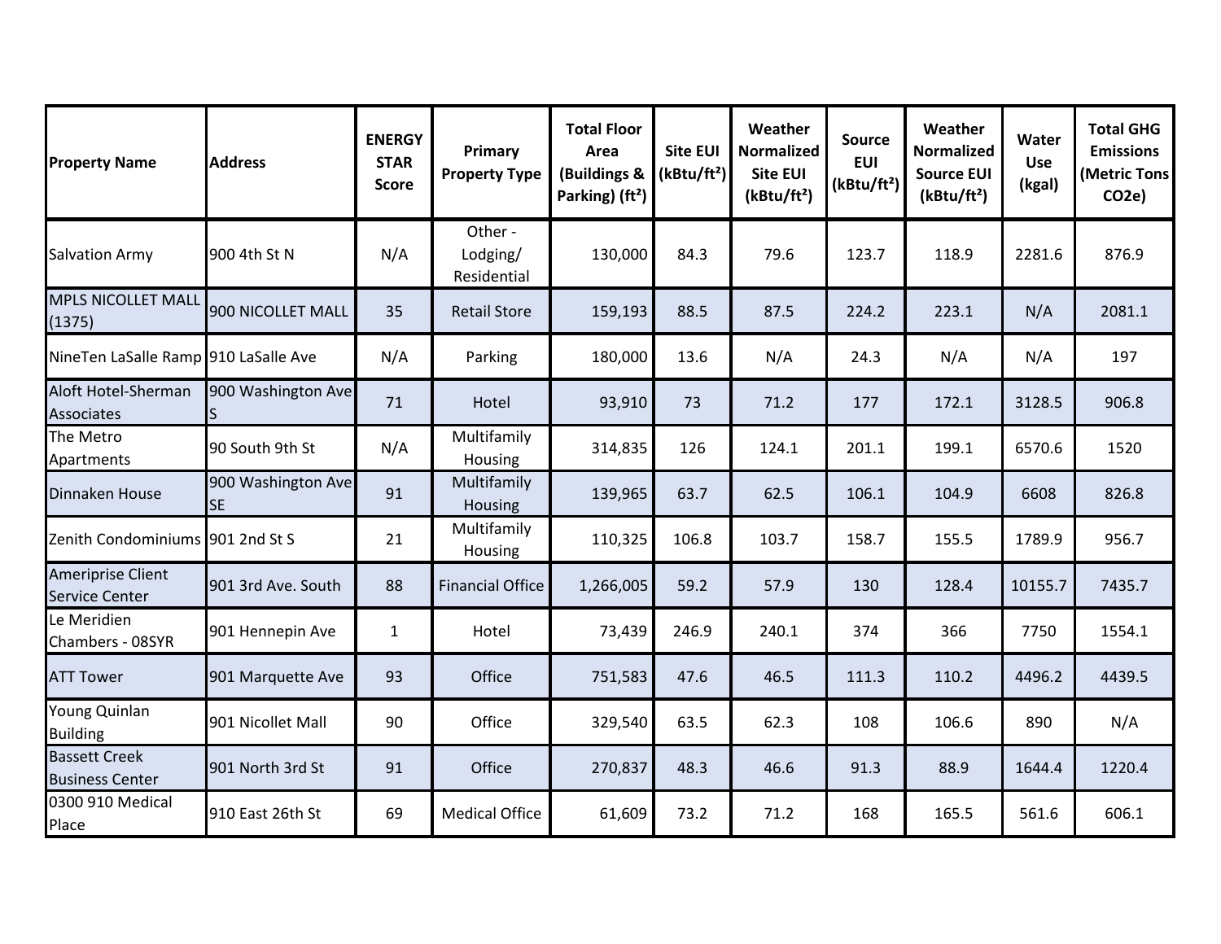| Property Name | Address | ENERGY STAR Score | Primary Property Type | Total Floor Area (Buildings & Parking) (ft²) | Site EUI (kBtu/ft²) | Weather Normalized Site EUI (kBtu/ft²) | Source EUI (kBtu/ft²) | Weather Normalized Source EUI (kBtu/ft²) | Water Use (kgal) | Total GHG Emissions (Metric Tons CO2e) |
|---|---|---|---|---|---|---|---|---|---|---|
| Salvation Army | 900 4th St N | N/A | Other - Lodging/ Residential | 130,000 | 84.3 | 79.6 | 123.7 | 118.9 | 2281.6 | 876.9 |
| MPLS NICOLLET MALL (1375) | 900 NICOLLET MALL | 35 | Retail Store | 159,193 | 88.5 | 87.5 | 224.2 | 223.1 | N/A | 2081.1 |
| NineTen LaSalle Ramp | 910 LaSalle Ave | N/A | Parking | 180,000 | 13.6 | N/A | 24.3 | N/A | N/A | 197 |
| Aloft Hotel-Sherman Associates | 900 Washington Ave S | 71 | Hotel | 93,910 | 73 | 71.2 | 177 | 172.1 | 3128.5 | 906.8 |
| The Metro Apartments | 90 South 9th St | N/A | Multifamily Housing | 314,835 | 126 | 124.1 | 201.1 | 199.1 | 6570.6 | 1520 |
| Dinnaken House | 900 Washington Ave SE | 91 | Multifamily Housing | 139,965 | 63.7 | 62.5 | 106.1 | 104.9 | 6608 | 826.8 |
| Zenith Condominiums | 901 2nd St S | 21 | Multifamily Housing | 110,325 | 106.8 | 103.7 | 158.7 | 155.5 | 1789.9 | 956.7 |
| Ameriprise Client Service Center | 901 3rd Ave. South | 88 | Financial Office | 1,266,005 | 59.2 | 57.9 | 130 | 128.4 | 10155.7 | 7435.7 |
| Le Meridien Chambers - 08SYR | 901 Hennepin Ave | 1 | Hotel | 73,439 | 246.9 | 240.1 | 374 | 366 | 7750 | 1554.1 |
| ATT Tower | 901 Marquette Ave | 93 | Office | 751,583 | 47.6 | 46.5 | 111.3 | 110.2 | 4496.2 | 4439.5 |
| Young Quinlan Building | 901 Nicollet Mall | 90 | Office | 329,540 | 63.5 | 62.3 | 108 | 106.6 | 890 | N/A |
| Bassett Creek Business Center | 901 North 3rd St | 91 | Office | 270,837 | 48.3 | 46.6 | 91.3 | 88.9 | 1644.4 | 1220.4 |
| 0300 910 Medical Place | 910 East 26th St | 69 | Medical Office | 61,609 | 73.2 | 71.2 | 168 | 165.5 | 561.6 | 606.1 |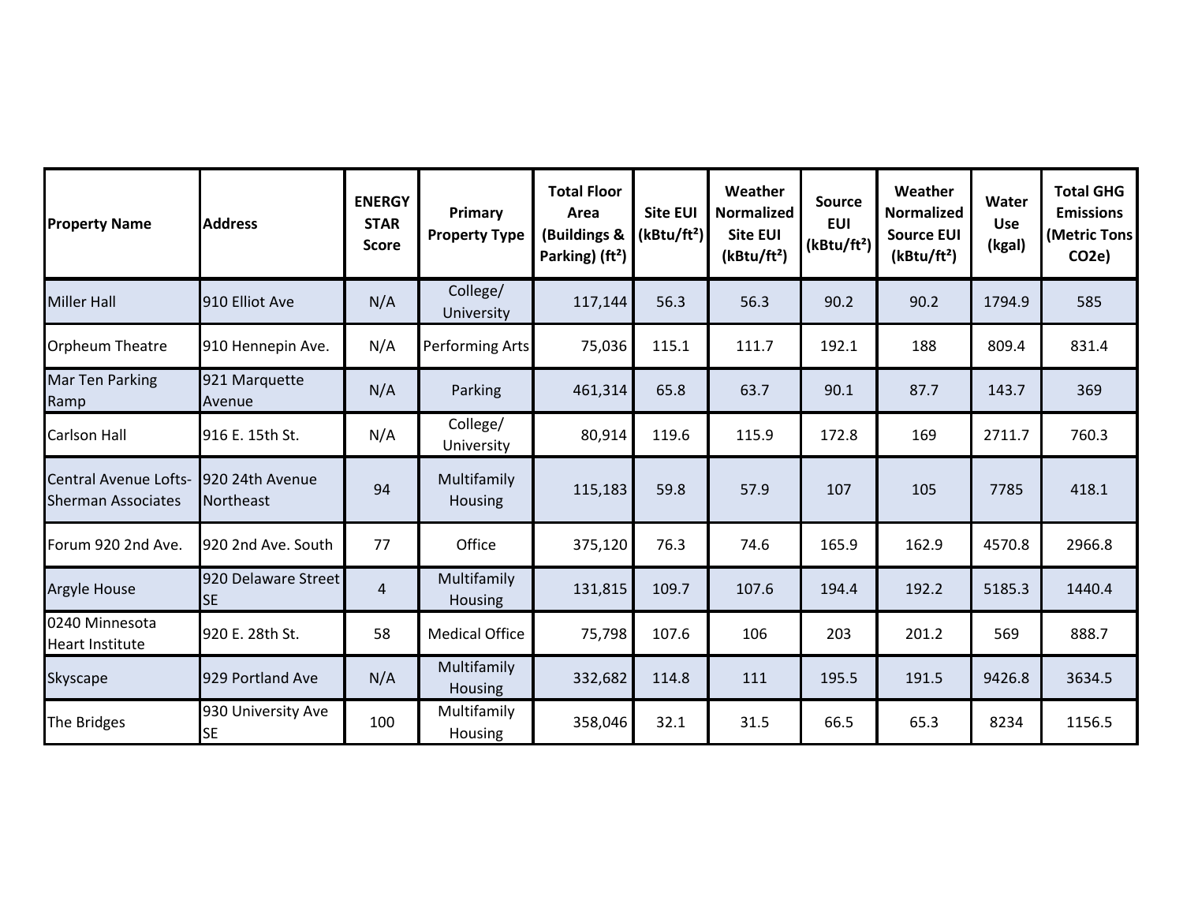| Property Name | Address | ENERGY STAR Score | Primary Property Type | Total Floor Area (Buildings & Parking) (ft²) | Site EUI (kBtu/ft²) | Weather Normalized Site EUI (kBtu/ft²) | Source EUI (kBtu/ft²) | Weather Normalized Source EUI (kBtu/ft²) | Water Use (kgal) | Total GHG Emissions (Metric Tons CO2e) |
|---|---|---|---|---|---|---|---|---|---|---|
| Miller Hall | 910 Elliot Ave | N/A | College/ University | 117,144 | 56.3 | 56.3 | 90.2 | 90.2 | 1794.9 | 585 |
| Orpheum Theatre | 910 Hennepin Ave. | N/A | Performing Arts | 75,036 | 115.1 | 111.7 | 192.1 | 188 | 809.4 | 831.4 |
| Mar Ten Parking Ramp | 921 Marquette Avenue | N/A | Parking | 461,314 | 65.8 | 63.7 | 90.1 | 87.7 | 143.7 | 369 |
| Carlson Hall | 916 E. 15th St. | N/A | College/ University | 80,914 | 119.6 | 115.9 | 172.8 | 169 | 2711.7 | 760.3 |
| Central Avenue Lofts-Sherman Associates | 920 24th Avenue Northeast | 94 | Multifamily Housing | 115,183 | 59.8 | 57.9 | 107 | 105 | 7785 | 418.1 |
| Forum 920 2nd Ave. | 920 2nd Ave. South | 77 | Office | 375,120 | 76.3 | 74.6 | 165.9 | 162.9 | 4570.8 | 2966.8 |
| Argyle House | 920 Delaware Street SE | 4 | Multifamily Housing | 131,815 | 109.7 | 107.6 | 194.4 | 192.2 | 5185.3 | 1440.4 |
| 0240 Minnesota Heart Institute | 920 E. 28th St. | 58 | Medical Office | 75,798 | 107.6 | 106 | 203 | 201.2 | 569 | 888.7 |
| Skyscape | 929 Portland Ave | N/A | Multifamily Housing | 332,682 | 114.8 | 111 | 195.5 | 191.5 | 9426.8 | 3634.5 |
| The Bridges | 930 University Ave SE | 100 | Multifamily Housing | 358,046 | 32.1 | 31.5 | 66.5 | 65.3 | 8234 | 1156.5 |